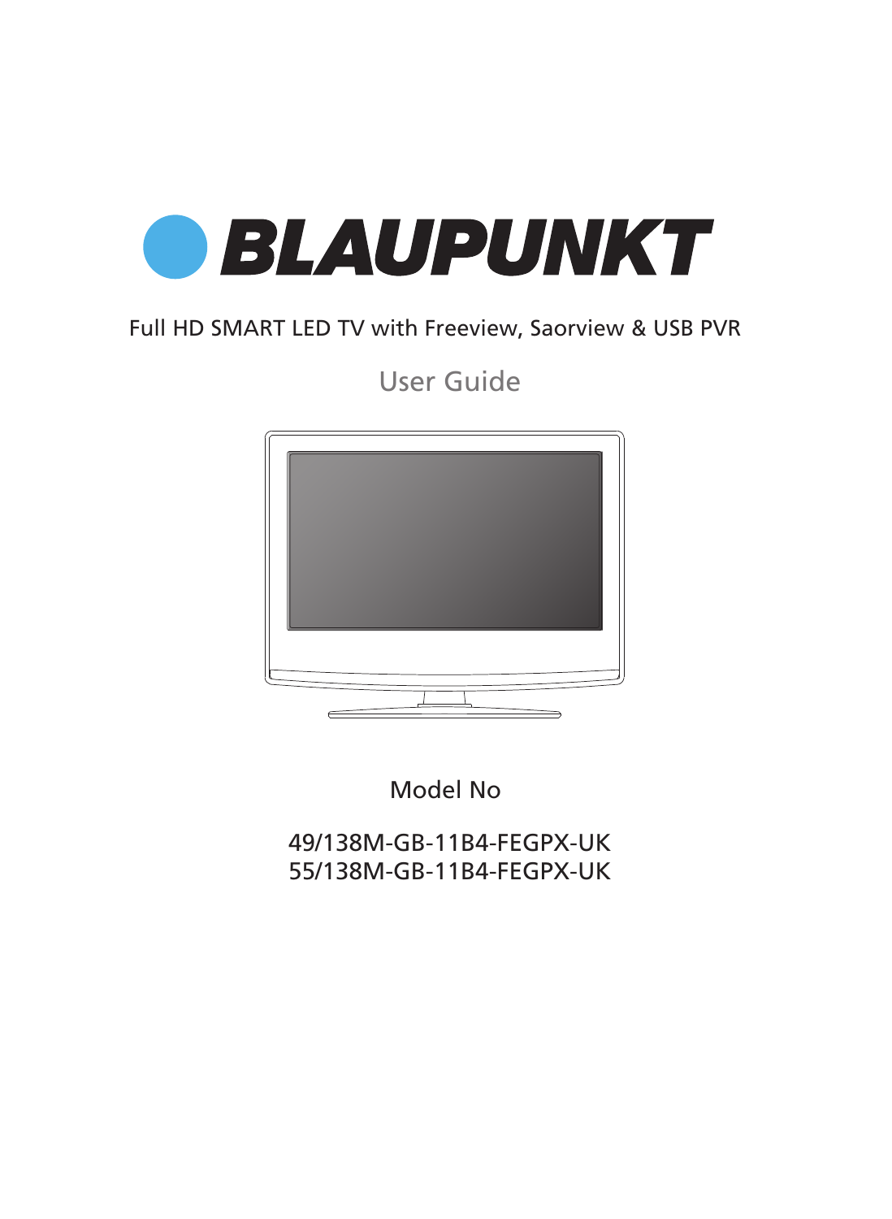# BLAUPUNKT

Full HD SMART LED TV with Freeview, Saorview & USB PVR

## User Guide

Model No

49/138M-GB-11B4-FEGPX-UK
55/138M-GB-11B4-FEGPX-UK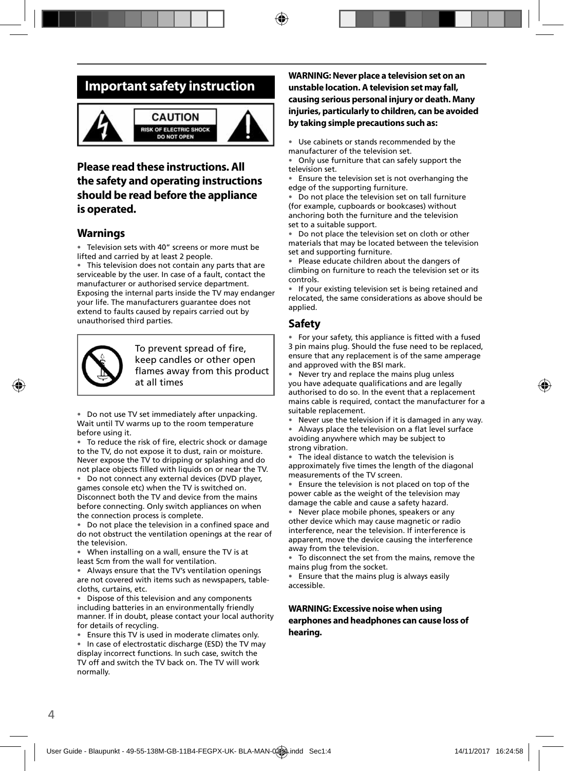# Important safety instruction

CAUTION
RISK OF ELECTRIC SHOCK
DO NOT OPEN

## Please read these instructions. All the safety and operating instructions should be read before the appliance is operated.

### Warnings

- Television sets with 40" screens or more must be lifted and carried by at least 2 people.
- This television does not contain any parts that are serviceable by the user. In case of a fault, contact the manufacturer or authorised service department. Exposing the internal parts inside the TV may endanger your life. The manufacturers guarantee does not extend to faults caused by repairs carried out by unauthorised third parties.

To prevent spread of fire, keep candles or other open flames away from this product at all times

- Do not use TV set immediately after unpacking. Wait until TV warms up to the room temperature before using it.
- To reduce the risk of fire, electric shock or damage to the TV, do not expose it to dust, rain or moisture. Never expose the TV to dripping or splashing and do not place objects filled with liquids on or near the TV.
- Do not connect any external devices (DVD player, games console etc) when the TV is switched on. Disconnect both the TV and device from the mains before connecting. Only switch appliances on when the connection process is complete.
- Do not place the television in a confined space and do not obstruct the ventilation openings at the rear of the television.
- When installing on a wall, ensure the TV is at least 5cm from the wall for ventilation.
- Always ensure that the TV's ventilation openings are not covered with items such as newspapers, table-cloths, curtains, etc.
- Dispose of this television and any components including batteries in an environmentally friendly manner. If in doubt, please contact your local authority for details of recycling.
- Ensure this TV is used in moderate climates only.
- In case of electrostatic discharge (ESD) the TV may display incorrect functions. In such case, switch the TV off and switch the TV back on. The TV will work normally.

**WARNING: Never place a television set on an unstable location. A television set may fall, causing serious personal injury or death. Many injuries, particularly to children, can be avoided by taking simple precautions such as:**

- Use cabinets or stands recommended by the manufacturer of the television set.
- Only use furniture that can safely support the television set.
- Ensure the television set is not overhanging the edge of the supporting furniture.
- Do not place the television set on tall furniture (for example, cupboards or bookcases) without anchoring both the furniture and the television set to a suitable support.
- Do not place the television set on cloth or other materials that may be located between the television set and supporting furniture.
- Please educate children about the dangers of climbing on furniture to reach the television set or its controls.
- If your existing television set is being retained and relocated, the same considerations as above should be applied.

### Safety

- For your safety, this appliance is fitted with a fused 3 pin mains plug. Should the fuse need to be replaced, ensure that any replacement is of the same amperage and approved with the BSI mark.
- Never try and replace the mains plug unless you have adequate qualifications and are legally authorised to do so. In the event that a replacement mains cable is required, contact the manufacturer for a suitable replacement.
- Never use the television if it is damaged in any way.
- Always place the television on a flat level surface avoiding anywhere which may be subject to strong vibration.
- The ideal distance to watch the television is approximately five times the length of the diagonal measurements of the TV screen.
- Ensure the television is not placed on top of the power cable as the weight of the television may damage the cable and cause a safety hazard.
- Never place mobile phones, speakers or any other device which may cause magnetic or radio interference, near the television. If interference is apparent, move the device causing the interference away from the television.
- To disconnect the set from the mains, remove the mains plug from the socket.
- Ensure that the mains plug is always easily accessible.

**WARNING: Excessive noise when using earphones and headphones can cause loss of hearing.**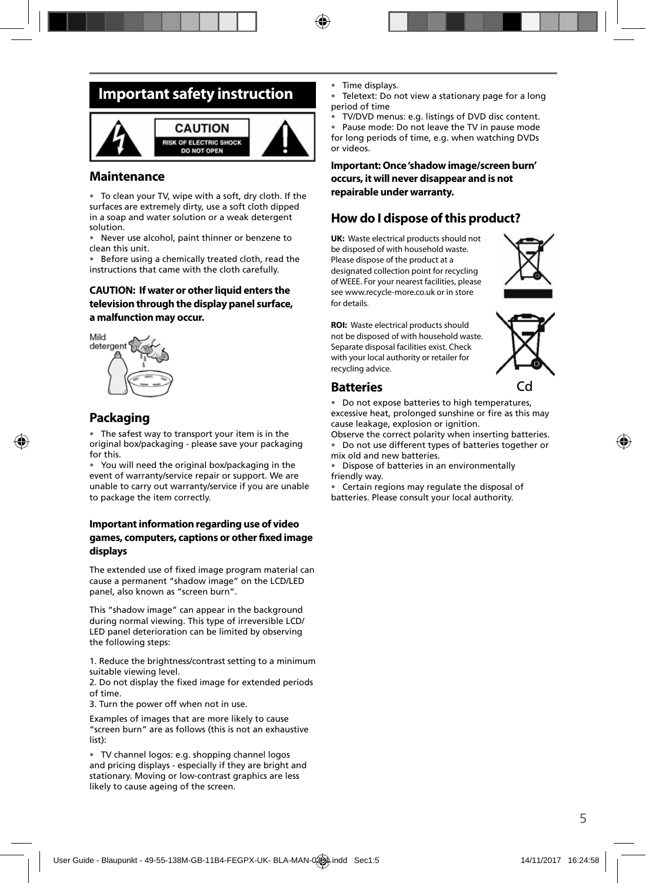# Important safety instruction

CAUTION
RISK OF ELECTRIC SHOCK
DO NOT OPEN

## Maintenance

- To clean your TV, wipe with a soft, dry cloth. If the surfaces are extremely dirty, use a soft cloth dipped in a soap and water solution or a weak detergent solution.
- Never use alcohol, paint thinner or benzene to clean this unit.
- Before using a chemically treated cloth, read the instructions that came with the cloth carefully.

**CAUTION: If water or other liquid enters the television through the display panel surface, a malfunction may occur.**

Mild detergent

## Packaging

- The safest way to transport your item is in the original box/packaging - please save your packaging for this.
- You will need the original box/packaging in the event of warranty/service repair or support. We are unable to carry out warranty/service if you are unable to package the item correctly.

**Important information regarding use of video games, computers, captions or other fixed image displays**

The extended use of fixed image program material can cause a permanent "shadow image" on the LCD/LED panel, also known as "screen burn".

This "shadow image" can appear in the background during normal viewing. This type of irreversible LCD/ LED panel deterioration can be limited by observing the following steps:

1. Reduce the brightness/contrast setting to a minimum suitable viewing level.
2. Do not display the fixed image for extended periods of time.
3. Turn the power off when not in use.

Examples of images that are more likely to cause "screen burn" are as follows (this is not an exhaustive list):

- TV channel logos: e.g. shopping channel logos and pricing displays - especially if they are bright and stationary. Moving or low-contrast graphics are less likely to cause ageing of the screen.
- Time displays.
- Teletext: Do not view a stationary page for a long period of time
- TV/DVD menus: e.g. listings of DVD disc content.
- Pause mode: Do not leave the TV in pause mode for long periods of time, e.g. when watching DVDs or videos.

**Important: Once 'shadow image/screen burn' occurs, it will never disappear and is not repairable under warranty.**

## How do I dispose of this product?

**UK:** Waste electrical products should not be disposed of with household waste. Please dispose of the product at a designated collection point for recycling of WEEE. For your nearest facilities, please see www.recycle-more.co.uk or in store for details.

**ROI:** Waste electrical products should not be disposed of with household waste. Separate disposal facilities exist. Check with your local authority or retailer for recycling advice.

Cd

## Batteries

- Do not expose batteries to high temperatures, excessive heat, prolonged sunshine or fire as this may cause leakage, explosion or ignition.

Observe the correct polarity when inserting batteries.
- Do not use different types of batteries together or mix old and new batteries.
- Dispose of batteries in an environmentally friendly way.
- Certain regions may regulate the disposal of batteries. Please consult your local authority.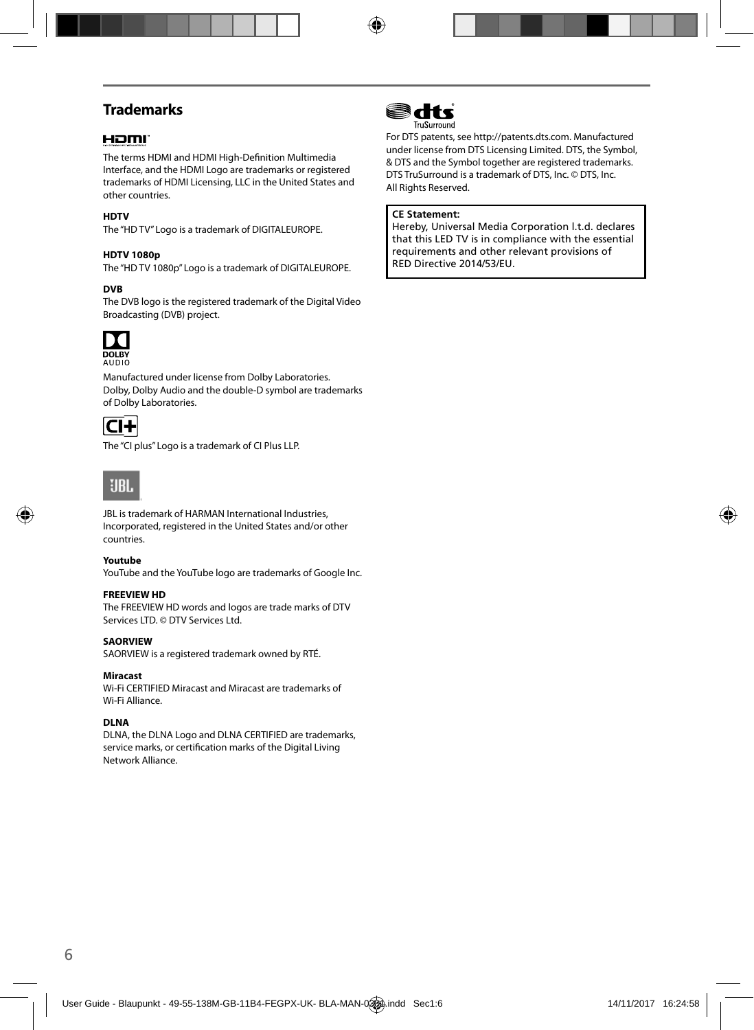## Trademarks

The terms HDMI and HDMI High-Definition Multimedia Interface, and the HDMI Logo are trademarks or registered trademarks of HDMI Licensing, LLC in the United States and other countries.

**HDTV**
The "HD TV" Logo is a trademark of DIGITALEUROPE.

**HDTV 1080p**
The "HD TV 1080p" Logo is a trademark of DIGITALEUROPE.

**DVB**
The DVB logo is the registered trademark of the Digital Video Broadcasting (DVB) project.

Manufactured under license from Dolby Laboratories. Dolby, Dolby Audio and the double-D symbol are trademarks of Dolby Laboratories.

The "CI plus" Logo is a trademark of CI Plus LLP.

JBL is trademark of HARMAN International Industries, Incorporated, registered in the United States and/or other countries.

**Youtube**
YouTube and the YouTube logo are trademarks of Google Inc.

**FREEVIEW HD**
The FREEVIEW HD words and logos are trade marks of DTV Services LTD. © DTV Services Ltd.

**SAORVIEW**
SAORVIEW is a registered trademark owned by RTÉ.

**Miracast**
Wi-Fi CERTIFIED Miracast and Miracast are trademarks of Wi-Fi Alliance.

**DLNA**
DLNA, the DLNA Logo and DLNA CERTIFIED are trademarks, service marks, or certification marks of the Digital Living Network Alliance.

For DTS patents, see http://patents.dts.com. Manufactured under license from DTS Licensing Limited. DTS, the Symbol, & DTS and the Symbol together are registered trademarks. DTS TruSurround is a trademark of DTS, Inc. © DTS, Inc. All Rights Reserved.

**CE Statement:**
Hereby, Universal Media Corporation l.t.d. declares that this LED TV is in compliance with the essential requirements and other relevant provisions of RED Directive 2014/53/EU.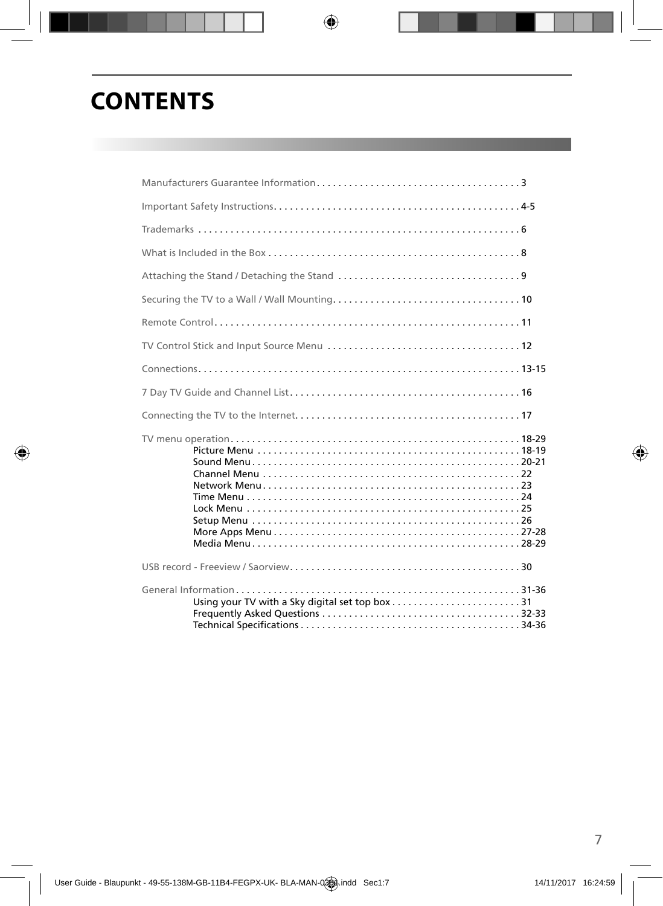# CONTENTS

Manufacturers Guarantee Information . . . . . . . . . . . . . . . . . . . . . . . . . . . . . . . . . . . . . . 3

Important Safety Instructions. . . . . . . . . . . . . . . . . . . . . . . . . . . . . . . . . . . . . . . . . . . . . 4-5

Trademarks . . . . . . . . . . . . . . . . . . . . . . . . . . . . . . . . . . . . . . . . . . . . . . . . . . . . . . . . . . . 6

What is Included in the Box . . . . . . . . . . . . . . . . . . . . . . . . . . . . . . . . . . . . . . . . . . . . . . . 8

Attaching the Stand / Detaching the Stand . . . . . . . . . . . . . . . . . . . . . . . . . . . . . . . . . 9

Securing the TV to a Wall / Wall Mounting. . . . . . . . . . . . . . . . . . . . . . . . . . . . . . . . . . . 10

Remote Control. . . . . . . . . . . . . . . . . . . . . . . . . . . . . . . . . . . . . . . . . . . . . . . . . . . . . . . . 11

TV Control Stick and Input Source Menu . . . . . . . . . . . . . . . . . . . . . . . . . . . . . . . . . . . . 12

Connections. . . . . . . . . . . . . . . . . . . . . . . . . . . . . . . . . . . . . . . . . . . . . . . . . . . . . . . . . . . 13-15

7 Day TV Guide and Channel List. . . . . . . . . . . . . . . . . . . . . . . . . . . . . . . . . . . . . . . . . . . 16

Connecting the TV to the Internet. . . . . . . . . . . . . . . . . . . . . . . . . . . . . . . . . . . . . . . . . . 17

TV menu operation. . . . . . . . . . . . . . . . . . . . . . . . . . . . . . . . . . . . . . . . . . . . . . . . . . . . . . 18-29
- Picture Menu . . . . . . . . . . . . . . . . . . . . . . . . . . . . . . . . . . . . . . . . . . . . . . . . . 18-19
- Sound Menu . . . . . . . . . . . . . . . . . . . . . . . . . . . . . . . . . . . . . . . . . . . . . . . . . . 20-21
- Channel Menu . . . . . . . . . . . . . . . . . . . . . . . . . . . . . . . . . . . . . . . . . . . . . . . . 22
- Network Menu. . . . . . . . . . . . . . . . . . . . . . . . . . . . . . . . . . . . . . . . . . . . . . . . . 23
- Time Menu . . . . . . . . . . . . . . . . . . . . . . . . . . . . . . . . . . . . . . . . . . . . . . . . . . . 24
- Lock Menu . . . . . . . . . . . . . . . . . . . . . . . . . . . . . . . . . . . . . . . . . . . . . . . . . . . 25
- Setup Menu . . . . . . . . . . . . . . . . . . . . . . . . . . . . . . . . . . . . . . . . . . . . . . . . . . 26
- More Apps Menu . . . . . . . . . . . . . . . . . . . . . . . . . . . . . . . . . . . . . . . . . . . . . . 27-28
- Media Menu. . . . . . . . . . . . . . . . . . . . . . . . . . . . . . . . . . . . . . . . . . . . . . . . . . 28-29

USB record - Freeview / Saorview. . . . . . . . . . . . . . . . . . . . . . . . . . . . . . . . . . . . . . . . . . . 30

General Information . . . . . . . . . . . . . . . . . . . . . . . . . . . . . . . . . . . . . . . . . . . . . . . . . . . . . 31-36
- Using your TV with a Sky digital set top box . . . . . . . . . . . . . . . . . . . . . . . . 31
- Frequently Asked Questions . . . . . . . . . . . . . . . . . . . . . . . . . . . . . . . . . . . . . 32-33
- Technical Specifications . . . . . . . . . . . . . . . . . . . . . . . . . . . . . . . . . . . . . . . . . 34-36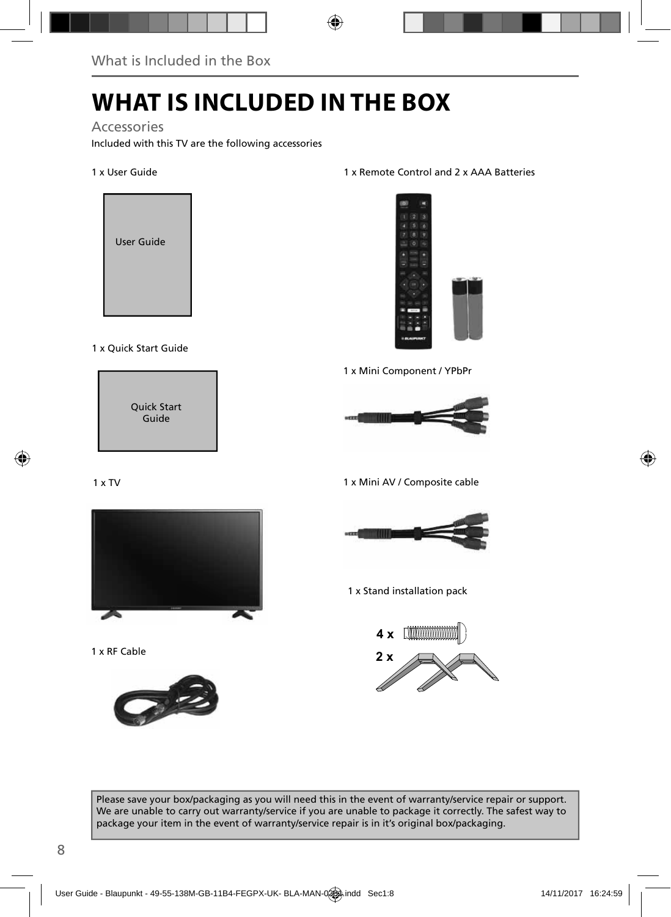# WHAT IS INCLUDED IN THE BOX

## Accessories

Included with this TV are the following accessories

1 x User Guide

User Guide

1 x Quick Start Guide

Quick Start Guide

1 x TV

1 x RF Cable

1 x Remote Control and 2 x AAA Batteries

1 x Mini Component / YPbPr

1 x Mini AV / Composite cable

1 x Stand installation pack

4 x

2 x

Please save your box/packaging as you will need this in the event of warranty/service repair or support. We are unable to carry out warranty/service if you are unable to package it correctly. The safest way to package your item in the event of warranty/service repair is in it's original box/packaging.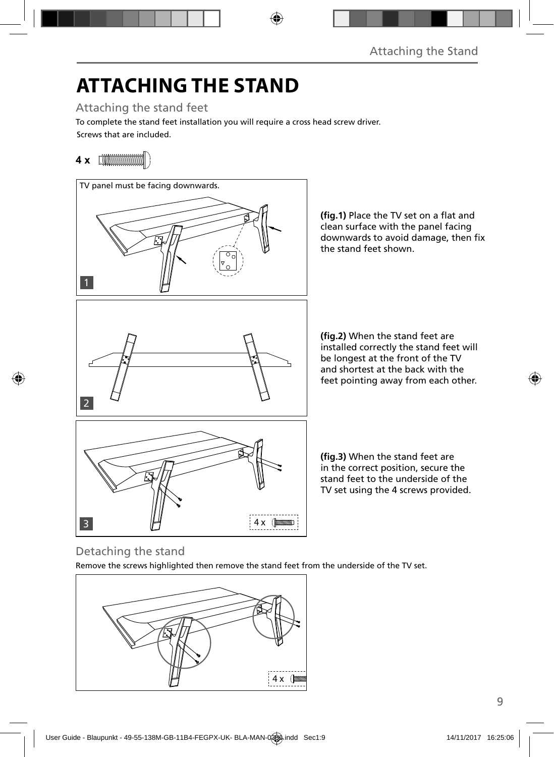# ATTACHING THE STAND

## Attaching the stand feet

To complete the stand feet installation you will require a cross head screw driver.

Screws that are included.

**4 x**

TV panel must be facing downwards.

1

**(fig.1)** Place the TV set on a flat and clean surface with the panel facing downwards to avoid damage, then fix the stand feet shown.

2

**(fig.2)** When the stand feet are installed correctly the stand feet will be longest at the front of the TV and shortest at the back with the feet pointing away from each other.

3

4 x

**(fig.3)** When the stand feet are in the correct position, secure the stand feet to the underside of the TV set using the 4 screws provided.

## Detaching the stand

Remove the screws highlighted then remove the stand feet from the underside of the TV set.

4 x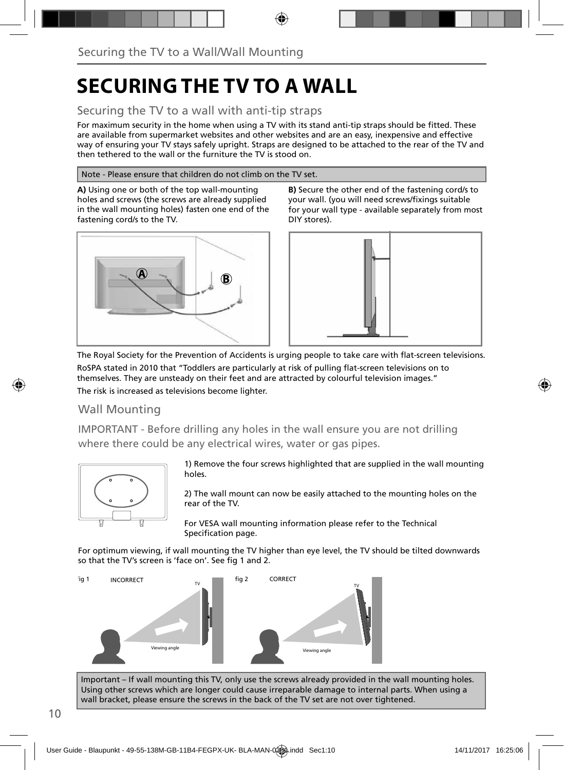# SECURING THE TV TO A WALL

## Securing the TV to a wall with anti-tip straps

For maximum security in the home when using a TV with its stand anti-tip straps should be fitted. These are available from supermarket websites and other websites and are an easy, inexpensive and effective way of ensuring your TV stays safely upright. Straps are designed to be attached to the rear of the TV and then tethered to the wall or the furniture the TV is stood on.

Note - Please ensure that children do not climb on the TV set.

**A)** Using one or both of the top wall-mounting holes and screws (the screws are already supplied in the wall mounting holes) fasten one end of the fastening cord/s to the TV.

**B)** Secure the other end of the fastening cord/s to your wall. (you will need screws/fixings suitable for your wall type - available separately from most DIY stores).

The Royal Society for the Prevention of Accidents is urging people to take care with flat-screen televisions.

RoSPA stated in 2010 that "Toddlers are particularly at risk of pulling flat-screen televisions on to themselves. They are unsteady on their feet and are attracted by colourful television images."

The risk is increased as televisions become lighter.

## Wall Mounting

IMPORTANT - Before drilling any holes in the wall ensure you are not drilling where there could be any electrical wires, water or gas pipes.

1) Remove the four screws highlighted that are supplied in the wall mounting holes.

2) The wall mount can now be easily attached to the mounting holes on the rear of the TV.

For VESA wall mounting information please refer to the Technical Specification page.

For optimum viewing, if wall mounting the TV higher than eye level, the TV should be tilted downwards so that the TV's screen is 'face on'. See fig 1 and 2.

fig 1 INCORRECT

fig 2 CORRECT

Important – If wall mounting this TV, only use the screws already provided in the wall mounting holes. Using other screws which are longer could cause irreparable damage to internal parts. When using a wall bracket, please ensure the screws in the back of the TV set are not over tightened.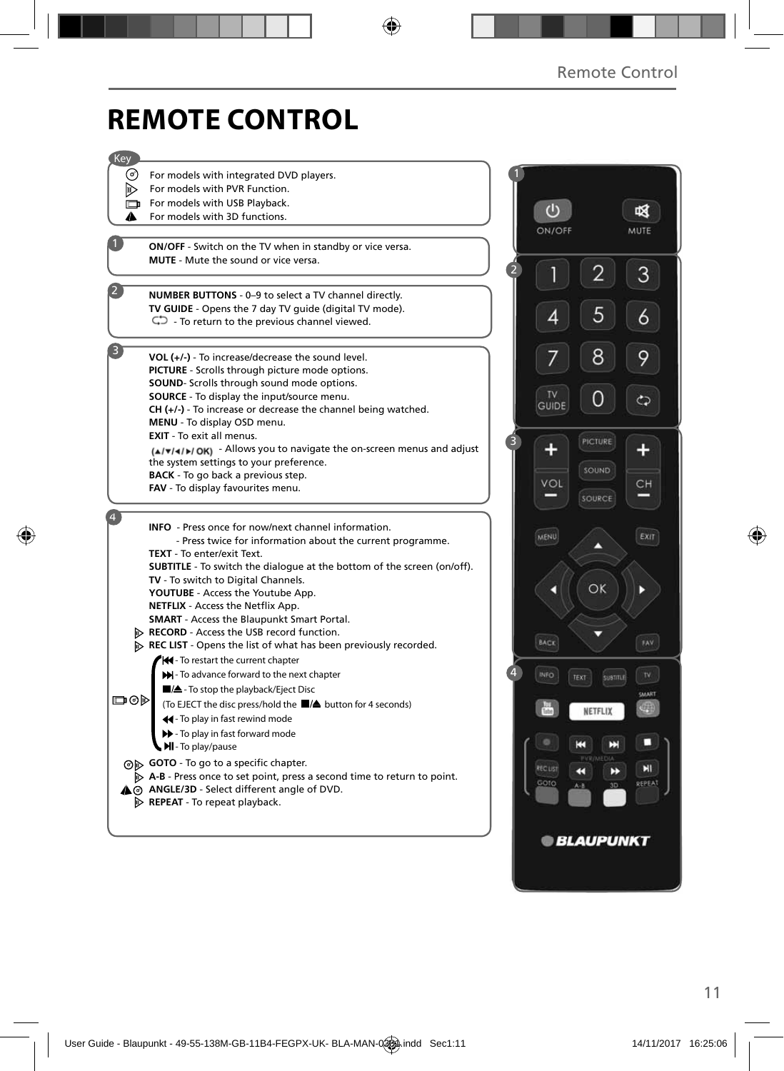# REMOTE CONTROL

**Key**

- For models with integrated DVD players.
- For models with PVR Function.
- For models with USB Playback.
- For models with 3D functions.

**1**

**ON/OFF** - Switch on the TV when in standby or vice versa.
**MUTE** - Mute the sound or vice versa.

**2**

**NUMBER BUTTONS** - 0–9 to select a TV channel directly.
**TV GUIDE** - Opens the 7 day TV guide (digital TV mode).
- To return to the previous channel viewed.

**3**

**VOL (+/-)** - To increase/decrease the sound level.
**PICTURE** - Scrolls through picture mode options.
**SOUND**- Scrolls through sound mode options.
**SOURCE** - To display the input/source menu.
**CH (+/-)** - To increase or decrease the channel being watched.
**MENU** - To display OSD menu.
**EXIT** - To exit all menus.
(▲/▼/◄/►/ OK) - Allows you to navigate the on-screen menus and adjust the system settings to your preference.
**BACK** - To go back a previous step.
**FAV** - To display favourites menu.

**4**

**INFO** - Press once for now/next channel information.
- Press twice for information about the current programme.
**TEXT** - To enter/exit Text.
**SUBTITLE** - To switch the dialogue at the bottom of the screen (on/off).
**TV** - To switch to Digital Channels.
**YOUTUBE** - Access the Youtube App.
**NETFLIX** - Access the Netflix App.
**SMART** - Access the Blaupunkt Smart Portal.
**RECORD** - Access the USB record function.
**REC LIST** - Opens the list of what has been previously recorded.

- ⏮ - To restart the current chapter
- ⏭ - To advance forward to the next chapter
- ■/⏏ - To stop the playback/Eject Disc
(To EJECT the disc press/hold the ■/⏏ button for 4 seconds)
- ◄◄ - To play in fast rewind mode
- ►► - To play in fast forward mode
- ►II - To play/pause

**GOTO** - To go to a specific chapter.
**A-B** - Press once to set point, press a second time to return to point.
**ANGLE/3D** - Select different angle of DVD.
**REPEAT** - To repeat playback.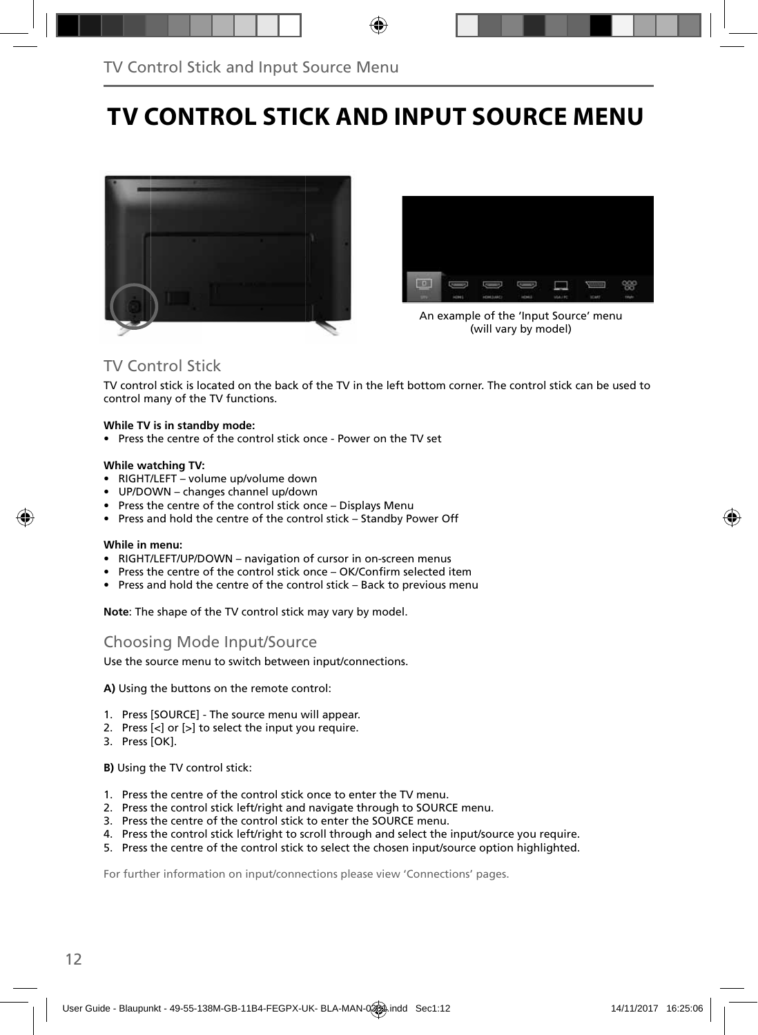# TV CONTROL STICK AND INPUT SOURCE MENU

An example of the ‘Input Source’ menu (will vary by model)

## TV Control Stick

TV control stick is located on the back of the TV in the left bottom corner. The control stick can be used to control many of the TV functions.

**While TV is in standby mode:**

- Press the centre of the control stick once - Power on the TV set

**While watching TV:**

- RIGHT/LEFT – volume up/volume down
- UP/DOWN – changes channel up/down
- Press the centre of the control stick once – Displays Menu
- Press and hold the centre of the control stick – Standby Power Off

**While in menu:**

- RIGHT/LEFT/UP/DOWN – navigation of cursor in on-screen menus
- Press the centre of the control stick once – OK/Confirm selected item
- Press and hold the centre of the control stick – Back to previous menu

**Note**: The shape of the TV control stick may vary by model.

## Choosing Mode Input/Source

Use the source menu to switch between input/connections.

**A)** Using the buttons on the remote control:

1. Press [SOURCE] - The source menu will appear.
2. Press [<] or [>] to select the input you require.
3. Press [OK].

**B)** Using the TV control stick:

1. Press the centre of the control stick once to enter the TV menu.
2. Press the control stick left/right and navigate through to SOURCE menu.
3. Press the centre of the control stick to enter the SOURCE menu.
4. Press the control stick left/right to scroll through and select the input/source you require.
5. Press the centre of the control stick to select the chosen input/source option highlighted.

For further information on input/connections please view ‘Connections’ pages.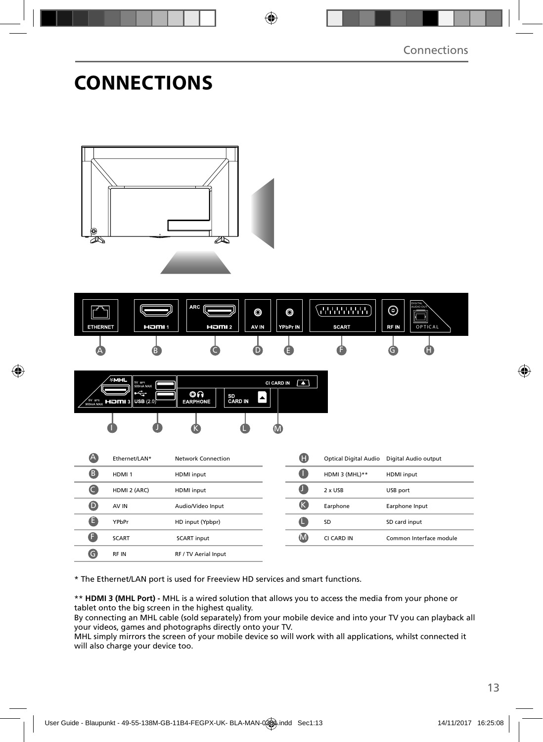# CONNECTIONS

| | | | | | | |
|---|---|---|---|---|---|---|
| A | Ethernet/LAN* | Network Connection | | H | Optical Digital Audio | Digital Audio output |
| B | HDMI 1 | HDMI input | | I | HDMI 3 (MHL)** | HDMI input |
| C | HDMI 2 (ARC) | HDMI input | | J | 2 x USB | USB port |
| D | AV IN | Audio/Video Input | | K | Earphone | Earphone Input |
| E | YPbPr | HD input (Ypbpr) | | L | SD | SD card input |
| F | SCART | SCART input | | M | CI CARD IN | Common Interface module |
| G | RF IN | RF / TV Aerial Input | | | | |

* The Ethernet/LAN port is used for Freeview HD services and smart functions.

** **HDMI 3 (MHL Port) -** MHL is a wired solution that allows you to access the media from your phone or tablet onto the big screen in the highest quality.
By connecting an MHL cable (sold separately) from your mobile device and into your TV you can playback all your videos, games and photographs directly onto your TV.
MHL simply mirrors the screen of your mobile device so will work with all applications, whilst connected it will also charge your device too.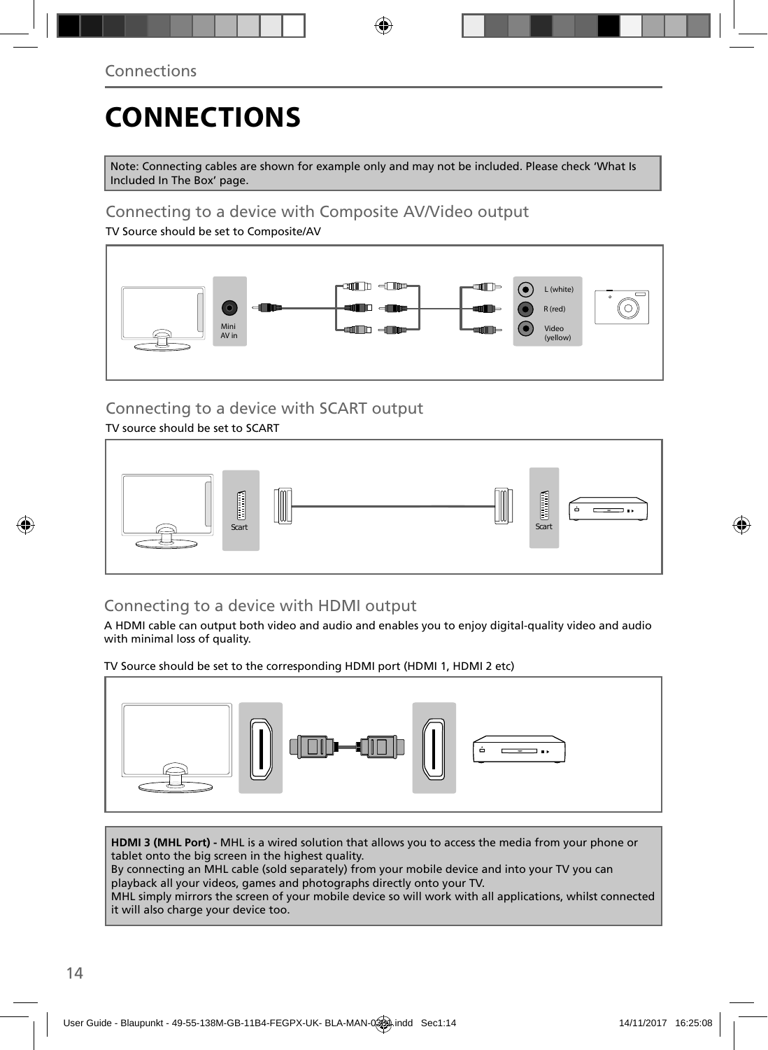# CONNECTIONS

Note: Connecting cables are shown for example only and may not be included. Please check 'What Is Included In The Box' page.

## Connecting to a device with Composite AV/Video output

TV Source should be set to Composite/AV

Mini AV in

L (white)

R (red)

Video (yellow)

## Connecting to a device with SCART output

TV source should be set to SCART

Scart

Scart

## Connecting to a device with HDMI output

A HDMI cable can output both video and audio and enables you to enjoy digital-quality video and audio with minimal loss of quality.

TV Source should be set to the corresponding HDMI port (HDMI 1, HDMI 2 etc)

**HDMI 3 (MHL Port) -** MHL is a wired solution that allows you to access the media from your phone or tablet onto the big screen in the highest quality.
By connecting an MHL cable (sold separately) from your mobile device and into your TV you can playback all your videos, games and photographs directly onto your TV.
MHL simply mirrors the screen of your mobile device so will work with all applications, whilst connected it will also charge your device too.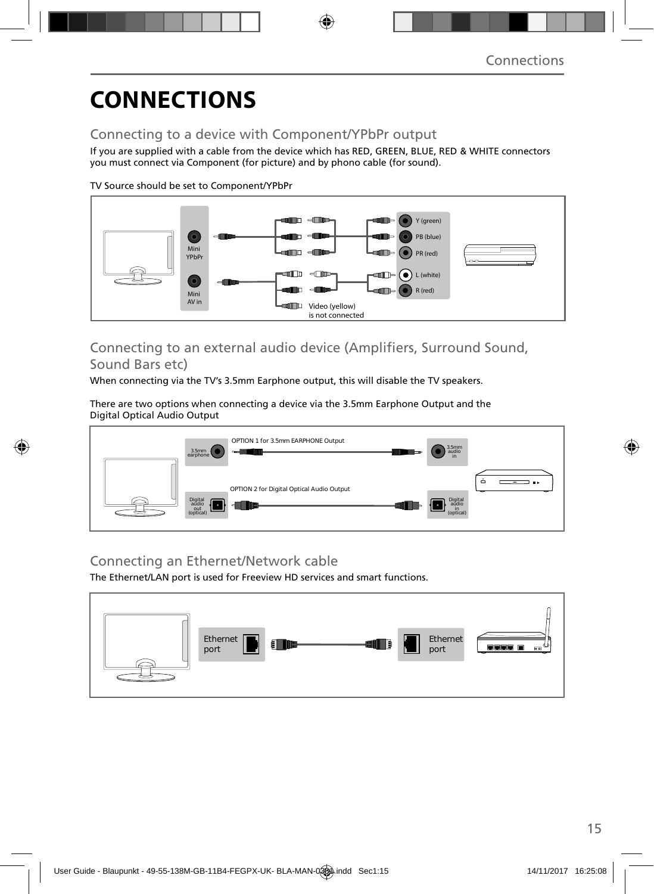# CONNECTIONS

## Connecting to a device with Component/YPbPr output

If you are supplied with a cable from the device which has RED, GREEN, BLUE, RED & WHITE connectors you must connect via Component (for picture) and by phono cable (for sound).

TV Source should be set to Component/YPbPr

Mini YPbPr

Mini AV in

Y (green)

PB (blue)

PR (red)

L (white)

R (red)

Video (yellow) is not connected

## Connecting to an external audio device (Amplifiers, Surround Sound, Sound Bars etc)

When connecting via the TV's 3.5mm Earphone output, this will disable the TV speakers.

There are two options when connecting a device via the 3.5mm Earphone Output and the Digital Optical Audio Output

3.5mm earphone

OPTION 1 for 3.5mm EARPHONE Output

3.5mm audio in

Digital audio out (optical)

OPTION 2 for Digital Optical Audio Output

Digital audio in (optical)

## Connecting an Ethernet/Network cable

The Ethernet/LAN port is used for Freeview HD services and smart functions.

Ethernet port

Ethernet port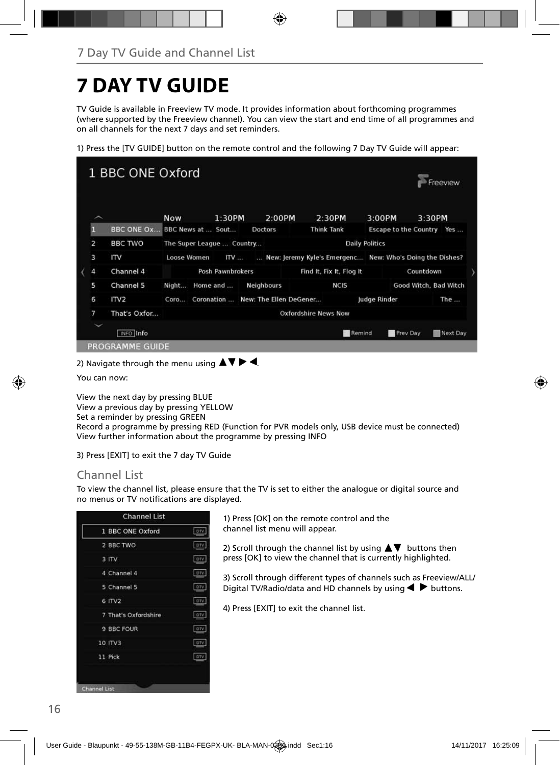# 7 DAY TV GUIDE

TV Guide is available in Freeview TV mode. It provides information about forthcoming programmes (where supported by the Freeview channel). You can view the start and end time of all programmes and on all channels for the next 7 days and set reminders.

1) Press the [TV GUIDE] button on the remote control and the following 7 Day TV Guide will appear:

2) Navigate through the menu using ▲▼▶◀.

You can now:

View the next day by pressing BLUE
View a previous day by pressing YELLOW
Set a reminder by pressing GREEN
Record a programme by pressing RED (Function for PVR models only, USB device must be connected)
View further information about the programme by pressing INFO

3) Press [EXIT] to exit the 7 day TV Guide

## Channel List

To view the channel list, please ensure that the TV is set to either the analogue or digital source and no menus or TV notifications are displayed.

1) Press [OK] on the remote control and the channel list menu will appear.

2) Scroll through the channel list by using ▲▼ buttons then press [OK] to view the channel that is currently highlighted.

3) Scroll through different types of channels such as Freeview/ALL/ Digital TV/Radio/data and HD channels by using ◀ ▶ buttons.

4) Press [EXIT] to exit the channel list.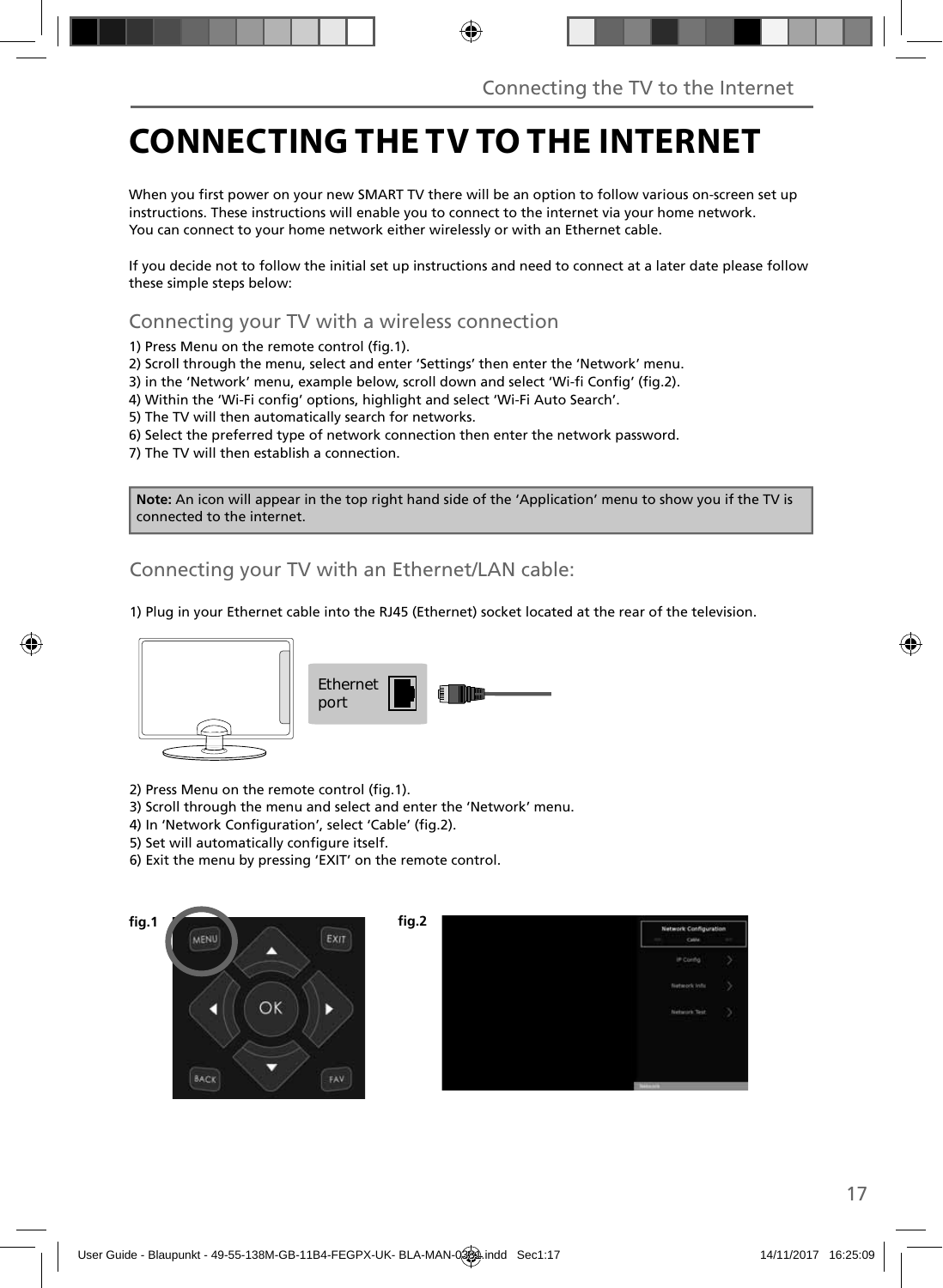# CONNECTING THE TV TO THE INTERNET

When you first power on your new SMART TV there will be an option to follow various on-screen set up instructions. These instructions will enable you to connect to the internet via your home network. You can connect to your home network either wirelessly or with an Ethernet cable.

If you decide not to follow the initial set up instructions and need to connect at a later date please follow these simple steps below:

## Connecting your TV with a wireless connection

1) Press Menu on the remote control (fig.1).
2) Scroll through the menu, select and enter 'Settings' then enter the 'Network' menu.
3) in the 'Network' menu, example below, scroll down and select 'Wi-fi Config' (fig.2).
4) Within the 'Wi-Fi config' options, highlight and select 'Wi-Fi Auto Search'.
5) The TV will then automatically search for networks.
6) Select the preferred type of network connection then enter the network password.
7) The TV will then establish a connection.

**Note:** An icon will appear in the top right hand side of the 'Application' menu to show you if the TV is connected to the internet.

## Connecting your TV with an Ethernet/LAN cable:

1) Plug in your Ethernet cable into the RJ45 (Ethernet) socket located at the rear of the television.

Ethernet port

2) Press Menu on the remote control (fig.1).
3) Scroll through the menu and select and enter the 'Network' menu.
4) In 'Network Configuration', select 'Cable' (fig.2).
5) Set will automatically configure itself.
6) Exit the menu by pressing 'EXIT' on the remote control.

**fig.1**

**fig.2**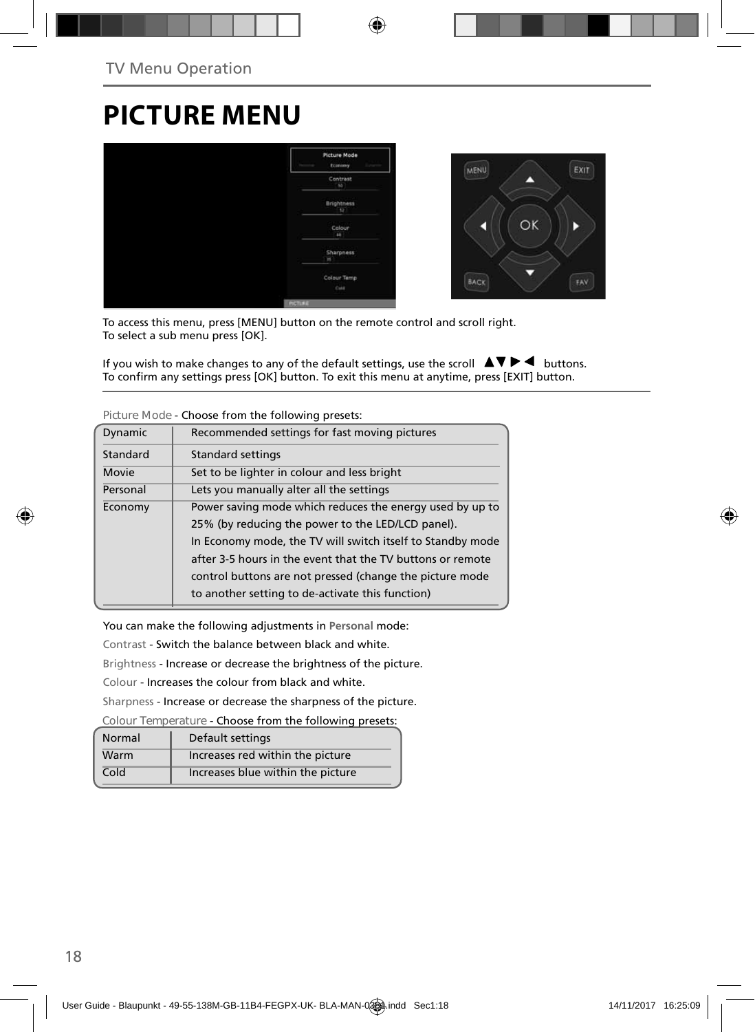# PICTURE MENU

To access this menu, press [MENU] button on the remote control and scroll right.
To select a sub menu press [OK].

If you wish to make changes to any of the default settings, use the scroll ▲▼►◄ buttons.
To confirm any settings press [OK] button. To exit this menu at anytime, press [EXIT] button.

Picture Mode - Choose from the following presets:

| | |
|---|---|
| Dynamic | Recommended settings for fast moving pictures |
| Standard | Standard settings |
| Movie | Set to be lighter in colour and less bright |
| Personal | Lets you manually alter all the settings |
| Economy | Power saving mode which reduces the energy used by up to 25% (by reducing the power to the LED/LCD panel). In Economy mode, the TV will switch itself to Standby mode after 3-5 hours in the event that the TV buttons or remote control buttons are not pressed (change the picture mode to another setting to de-activate this function) |

You can make the following adjustments in **Personal** mode:

Contrast - Switch the balance between black and white.

Brightness - Increase or decrease the brightness of the picture.

Colour - Increases the colour from black and white.

Sharpness - Increase or decrease the sharpness of the picture.

Colour Temperature - Choose from the following presets:

| | |
|---|---|
| Normal | Default settings |
| Warm | Increases red within the picture |
| Cold | Increases blue within the picture |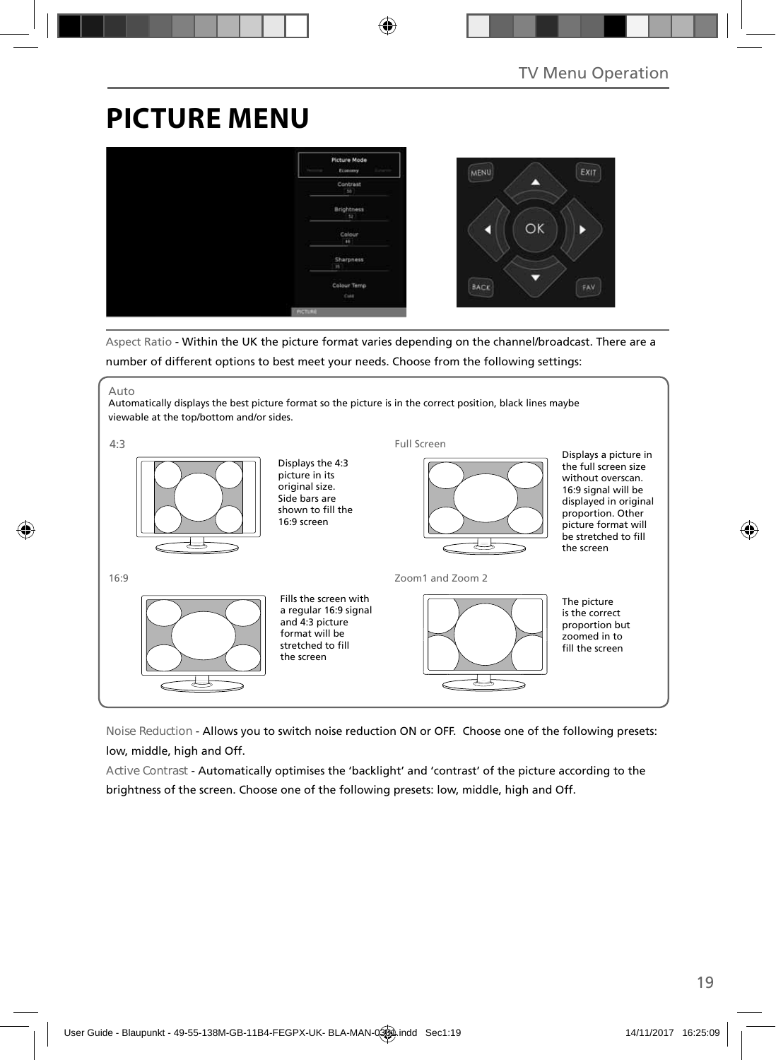# PICTURE MENU

Aspect Ratio - Within the UK the picture format varies depending on the channel/broadcast. There are a number of different options to best meet your needs. Choose from the following settings:

Auto

Automatically displays the best picture format so the picture is in the correct position, black lines maybe viewable at the top/bottom and/or sides.

4:3

Displays the 4:3 picture in its original size. Side bars are shown to fill the 16:9 screen

Full Screen

Displays a picture in the full screen size without overscan. 16:9 signal will be displayed in original proportion. Other picture format will be stretched to fill the screen

16:9

Fills the screen with a regular 16:9 signal and 4:3 picture format will be stretched to fill the screen

Zoom1 and Zoom 2

The picture is the correct proportion but zoomed in to fill the screen

Noise Reduction - Allows you to switch noise reduction ON or OFF. Choose one of the following presets: low, middle, high and Off.

Active Contrast - Automatically optimises the 'backlight' and 'contrast' of the picture according to the brightness of the screen. Choose one of the following presets: low, middle, high and Off.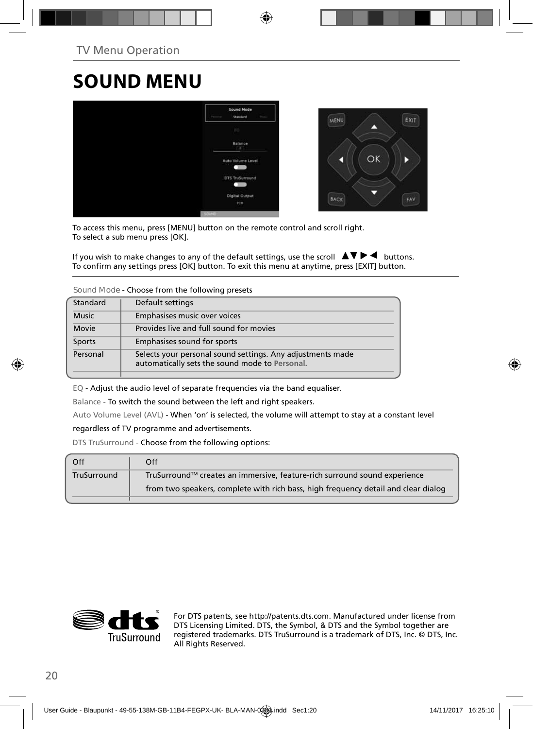# SOUND MENU

To access this menu, press [MENU] button on the remote control and scroll right.
To select a sub menu press [OK].

If you wish to make changes to any of the default settings, use the scroll ▲▼ ▶ ◀ buttons.
To confirm any settings press [OK] button. To exit this menu at anytime, press [EXIT] button.

Sound Mode - Choose from the following presets

| | |
|---|---|
| Standard | Default settings |
| Music | Emphasises music over voices |
| Movie | Provides live and full sound for movies |
| Sports | Emphasises sound for sports |
| Personal | Selects your personal sound settings. Any adjustments made automatically sets the sound mode to **Personal.** |

EQ - Adjust the audio level of separate frequencies via the band equaliser.

Balance - To switch the sound between the left and right speakers.

Auto Volume Level (AVL) - When 'on' is selected, the volume will attempt to stay at a constant level regardless of TV programme and advertisements.

DTS TruSurround - Choose from the following options:

| | |
|---|---|
| Off | Off |
| TruSurround | TruSurround™ creates an immersive, feature-rich surround sound experience from two speakers, complete with rich bass, high frequency detail and clear dialog |

For DTS patents, see http://patents.dts.com. Manufactured under license from DTS Licensing Limited. DTS, the Symbol, & DTS and the Symbol together are registered trademarks. DTS TruSurround is a trademark of DTS, Inc. © DTS, Inc. All Rights Reserved.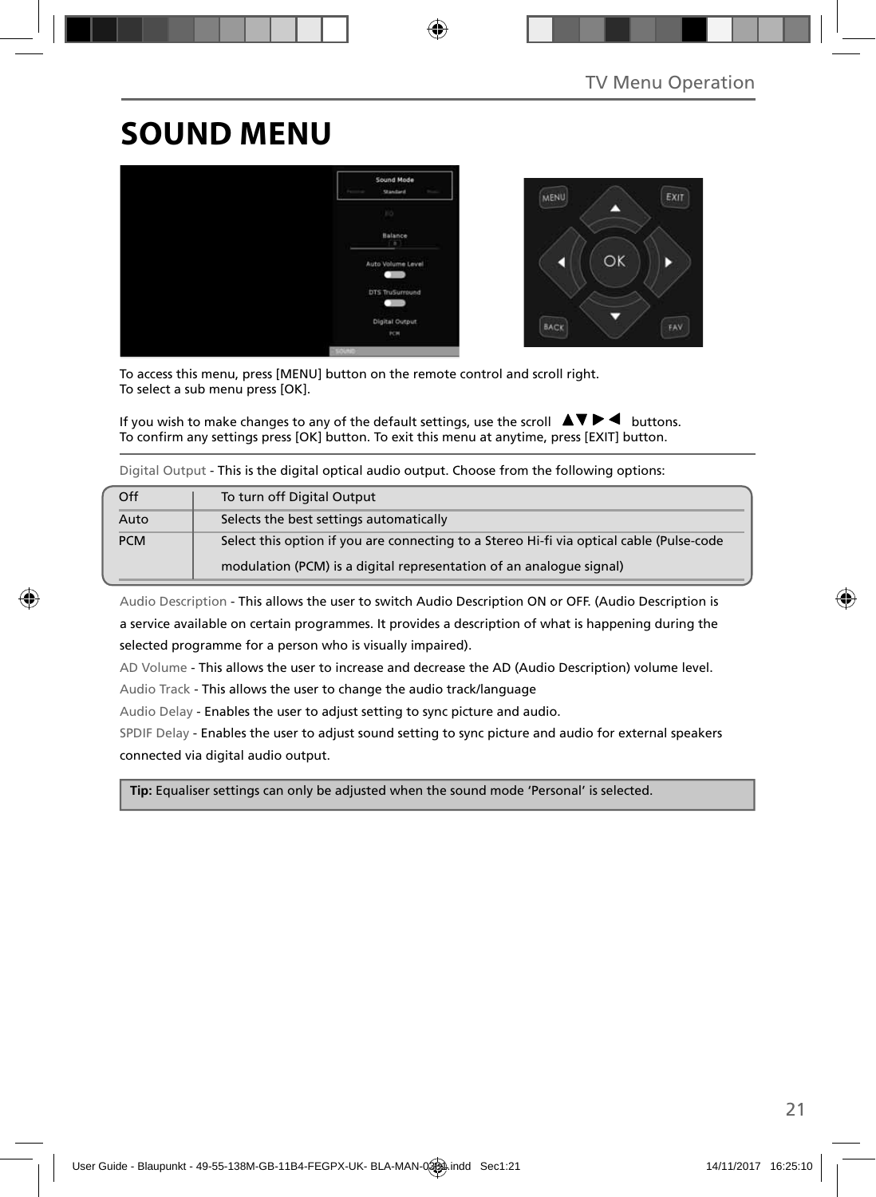# SOUND MENU

To access this menu, press [MENU] button on the remote control and scroll right.
To select a sub menu press [OK].

If you wish to make changes to any of the default settings, use the scroll ▲▼▶◀ buttons.
To confirm any settings press [OK] button. To exit this menu at anytime, press [EXIT] button.

Digital Output - This is the digital optical audio output. Choose from the following options:

| Off | To turn off Digital Output |
|---|---|
| Auto | Selects the best settings automatically |
| PCM | Select this option if you are connecting to a Stereo Hi-fi via optical cable (Pulse-code modulation (PCM) is a digital representation of an analogue signal) |

Audio Description - This allows the user to switch Audio Description ON or OFF. (Audio Description is a service available on certain programmes. It provides a description of what is happening during the selected programme for a person who is visually impaired).

AD Volume - This allows the user to increase and decrease the AD (Audio Description) volume level.

Audio Track - This allows the user to change the audio track/language

Audio Delay - Enables the user to adjust setting to sync picture and audio.

SPDIF Delay - Enables the user to adjust sound setting to sync picture and audio for external speakers connected via digital audio output.

**Tip:** Equaliser settings can only be adjusted when the sound mode 'Personal' is selected.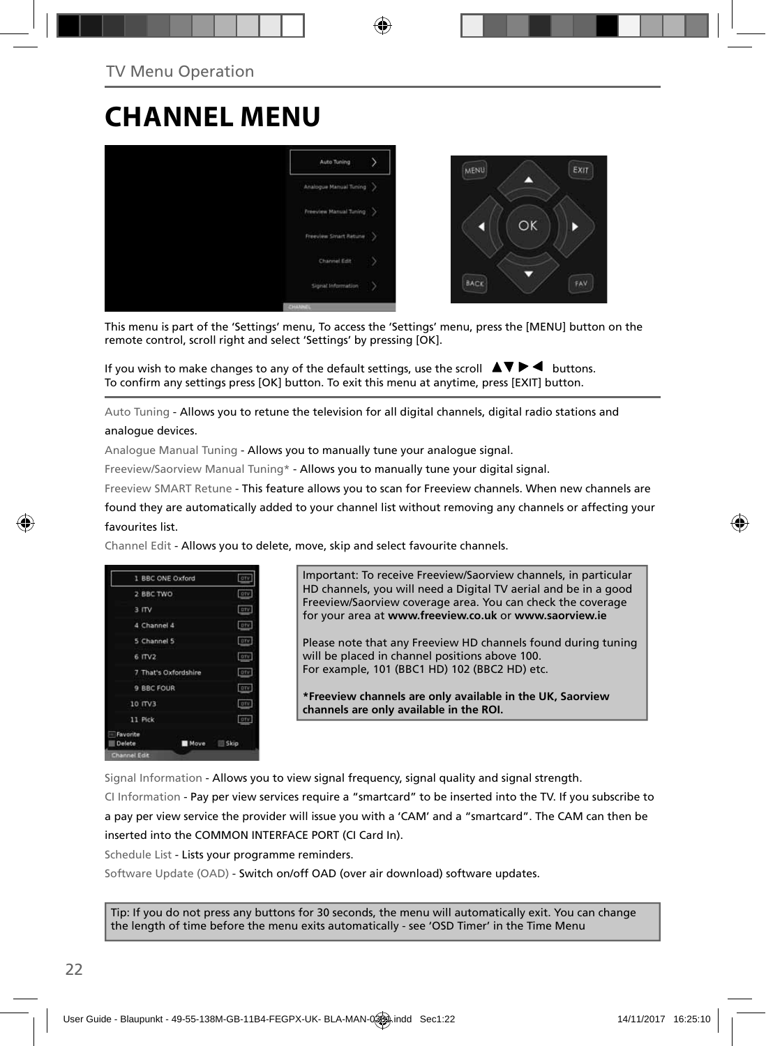TV Menu Operation

# CHANNEL MENU

This menu is part of the 'Settings' menu, To access the 'Settings' menu, press the [MENU] button on the remote control, scroll right and select 'Settings' by pressing [OK].

If you wish to make changes to any of the default settings, use the scroll ▲▼▶◀ buttons.
To confirm any settings press [OK] button. To exit this menu at anytime, press [EXIT] button.

Auto Tuning - Allows you to retune the television for all digital channels, digital radio stations and analogue devices.

Analogue Manual Tuning - Allows you to manually tune your analogue signal.

Freeview/Saorview Manual Tuning* - Allows you to manually tune your digital signal.

Freeview SMART Retune - This feature allows you to scan for Freeview channels. When new channels are found they are automatically added to your channel list without removing any channels or affecting your favourites list.

Channel Edit - Allows you to delete, move, skip and select favourite channels.

Important: To receive Freeview/Saorview channels, in particular HD channels, you will need a Digital TV aerial and be in a good Freeview/Saorview coverage area. You can check the coverage for your area at **www.freeview.co.uk** or **www.saorview.ie**

Please note that any Freeview HD channels found during tuning will be placed in channel positions above 100.
For example, 101 (BBC1 HD) 102 (BBC2 HD) etc.

**\*Freeview channels are only available in the UK, Saorview channels are only available in the ROI.**

Signal Information - Allows you to view signal frequency, signal quality and signal strength.

CI Information - Pay per view services require a "smartcard" to be inserted into the TV. If you subscribe to a pay per view service the provider will issue you with a 'CAM' and a "smartcard". The CAM can then be inserted into the COMMON INTERFACE PORT (CI Card In).

Schedule List - Lists your programme reminders.

Software Update (OAD) - Switch on/off OAD (over air download) software updates.

Tip: If you do not press any buttons for 30 seconds, the menu will automatically exit. You can change the length of time before the menu exits automatically - see 'OSD Timer' in the Time Menu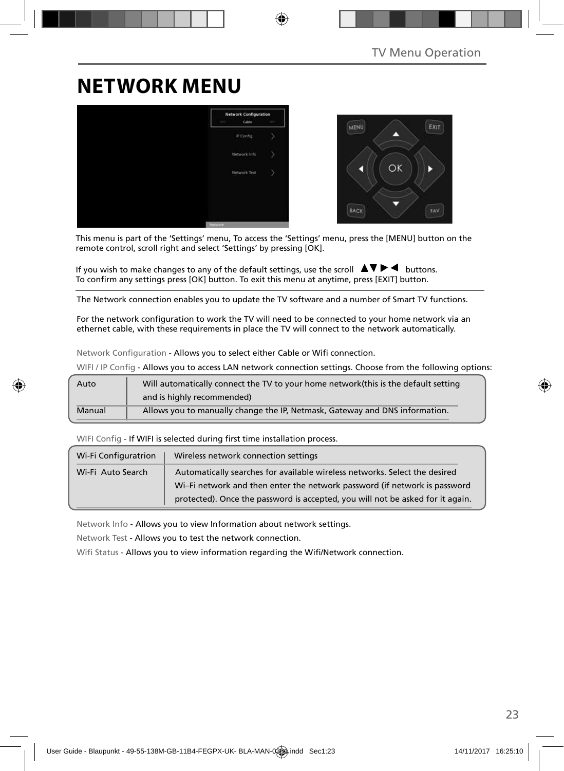# NETWORK MENU

This menu is part of the 'Settings' menu, To access the 'Settings' menu, press the [MENU] button on the remote control, scroll right and select 'Settings' by pressing [OK].

If you wish to make changes to any of the default settings, use the scroll ▲▼▶◀ buttons.
To confirm any settings press [OK] button. To exit this menu at anytime, press [EXIT] button.

The Network connection enables you to update the TV software and a number of Smart TV functions.

For the network configuration to work the TV will need to be connected to your home network via an ethernet cable, with these requirements in place the TV will connect to the network automatically.

Network Configuration - Allows you to select either Cable or Wifi connection.

WIFI / IP Config - Allows you to access LAN network connection settings. Choose from the following options:

| Auto | Will automatically connect the TV to your home network(this is the default setting and is highly recommended) |
|---|---|
| Manual | Allows you to manually change the IP, Netmask, Gateway and DNS information. |

WIFI Config - If WIFI is selected during first time installation process.

| Wi-Fi Configuratrion | Wireless network connection settings |
|---|---|
| Wi-Fi Auto Search | Automatically searches for available wireless networks. Select the desired Wi–Fi network and then enter the network password (if network is password protected). Once the password is accepted, you will not be asked for it again. |

Network Info - Allows you to view Information about network settings.

Network Test - Allows you to test the network connection.

Wifi Status - Allows you to view information regarding the Wifi/Network connection.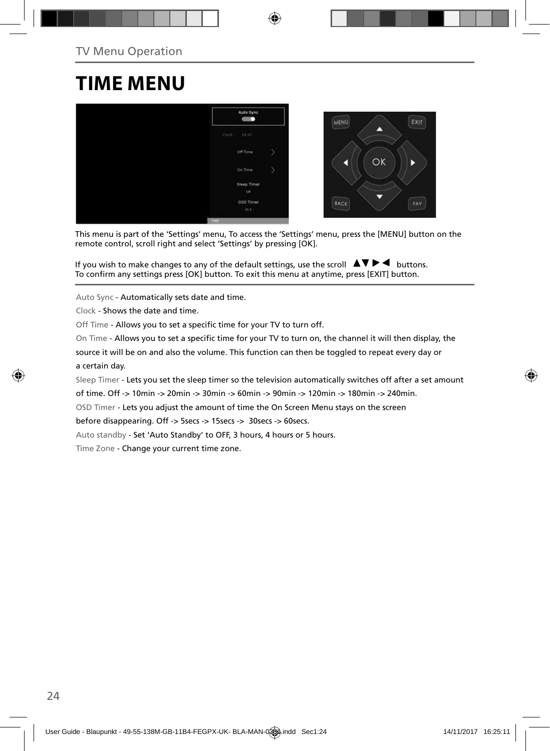TV Menu Operation

# TIME MENU

This menu is part of the 'Settings' menu, To access the 'Settings' menu, press the [MENU] button on the remote control, scroll right and select 'Settings' by pressing [OK].

If you wish to make changes to any of the default settings, use the scroll ▲▼▶◀ buttons.
To confirm any settings press [OK] button. To exit this menu at anytime, press [EXIT] button.

Auto Sync - Automatically sets date and time.

Clock - Shows the date and time.

Off Time - Allows you to set a specific time for your TV to turn off.

On Time - Allows you to set a specific time for your TV to turn on, the channel it will then display, the source it will be on and also the volume. This function can then be toggled to repeat every day or a certain day.

Sleep Timer - Lets you set the sleep timer so the television automatically switches off after a set amount of time. Off -> 10min -> 20min -> 30min -> 60min -> 90min -> 120min -> 180min -> 240min.

OSD Timer - Lets you adjust the amount of time the On Screen Menu stays on the screen before disappearing. Off -> 5secs -> 15secs -> 30secs -> 60secs.

Auto standby - Set 'Auto Standby' to OFF, 3 hours, 4 hours or 5 hours.

Time Zone - Change your current time zone.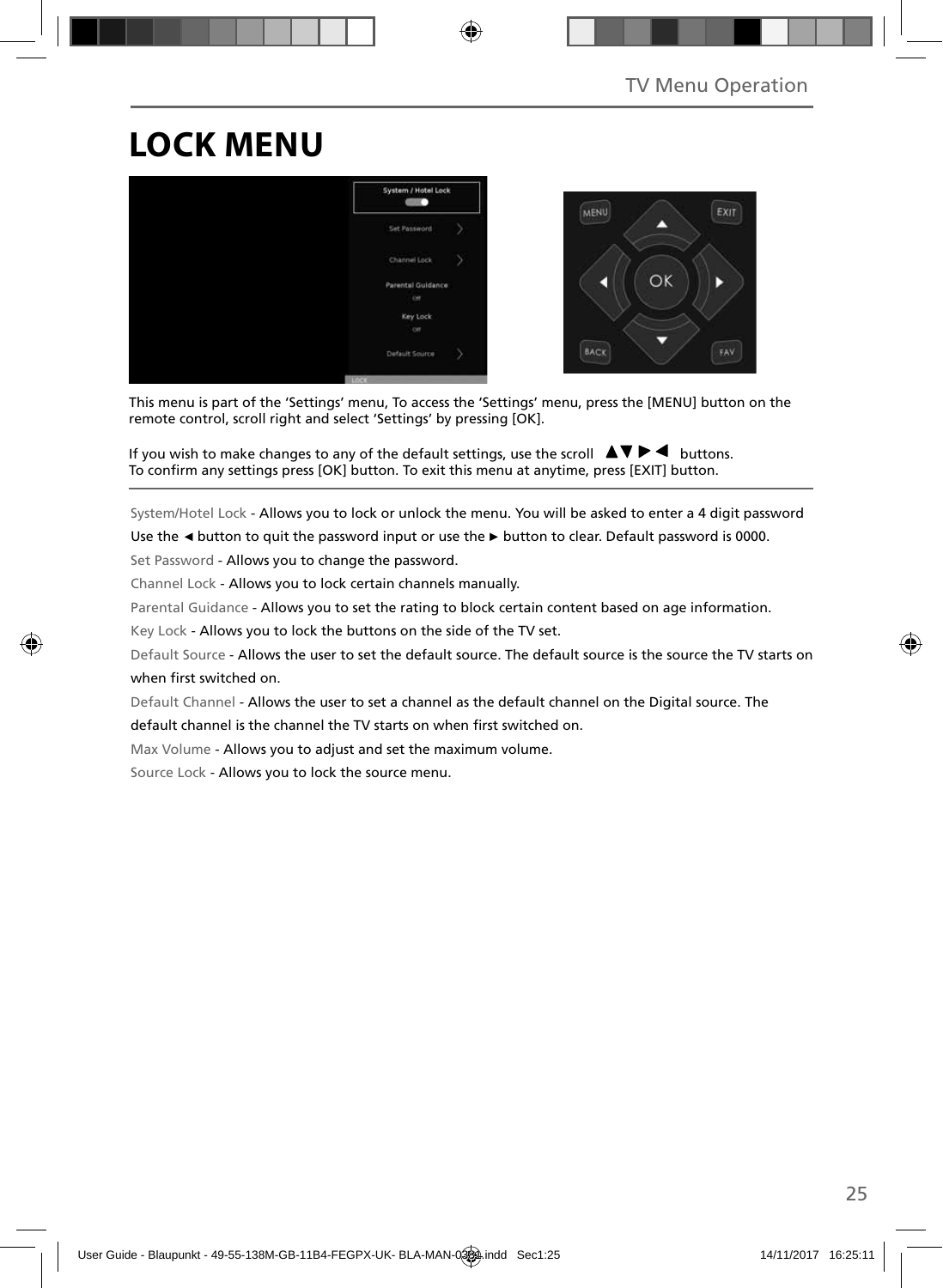# LOCK MENU

This menu is part of the 'Settings' menu, To access the 'Settings' menu, press the [MENU] button on the remote control, scroll right and select 'Settings' by pressing [OK].

If you wish to make changes to any of the default settings, use the scroll ▲▼ ► ◄ buttons. To confirm any settings press [OK] button. To exit this menu at anytime, press [EXIT] button.

System/Hotel Lock - Allows you to lock or unlock the menu. You will be asked to enter a 4 digit password Use the ◄ button to quit the password input or use the ► button to clear. Default password is 0000.

Set Password - Allows you to change the password.

Channel Lock - Allows you to lock certain channels manually.

Parental Guidance - Allows you to set the rating to block certain content based on age information.

Key Lock - Allows you to lock the buttons on the side of the TV set.

Default Source - Allows the user to set the default source. The default source is the source the TV starts on when first switched on.

Default Channel - Allows the user to set a channel as the default channel on the Digital source. The default channel is the channel the TV starts on when first switched on.

Max Volume - Allows you to adjust and set the maximum volume.

Source Lock - Allows you to lock the source menu.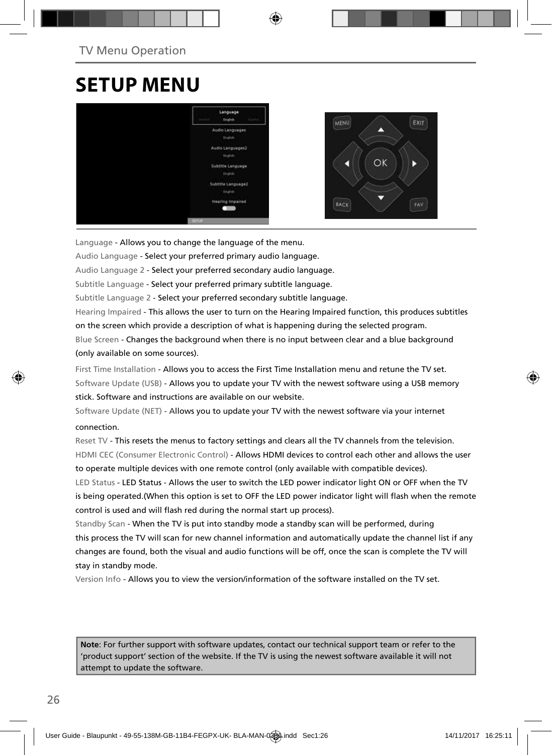# SETUP MENU

Language - Allows you to change the language of the menu.

Audio Language - Select your preferred primary audio language.

Audio Language 2 - Select your preferred secondary audio language.

Subtitle Language - Select your preferred primary subtitle language.

Subtitle Language 2 - Select your preferred secondary subtitle language.

Hearing Impaired - This allows the user to turn on the Hearing Impaired function, this produces subtitles on the screen which provide a description of what is happening during the selected program.

Blue Screen - Changes the background when there is no input between clear and a blue background (only available on some sources).

First Time Installation - Allows you to access the First Time Installation menu and retune the TV set.

Software Update (USB) - Allows you to update your TV with the newest software using a USB memory stick. Software and instructions are available on our website.

Software Update (NET) - Allows you to update your TV with the newest software via your internet connection.

Reset TV - This resets the menus to factory settings and clears all the TV channels from the television.

HDMI CEC (Consumer Electronic Control) - Allows HDMI devices to control each other and allows the user to operate multiple devices with one remote control (only available with compatible devices).

LED Status - LED Status - Allows the user to switch the LED power indicator light ON or OFF when the TV is being operated.(When this option is set to OFF the LED power indicator light will flash when the remote control is used and will flash red during the normal start up process).

Standby Scan - When the TV is put into standby mode a standby scan will be performed, during this process the TV will scan for new channel information and automatically update the channel list if any changes are found, both the visual and audio functions will be off, once the scan is complete the TV will stay in standby mode.

Version Info - Allows you to view the version/information of the software installed on the TV set.

**Note**: For further support with software updates, contact our technical support team or refer to the 'product support' section of the website. If the TV is using the newest software available it will not attempt to update the software.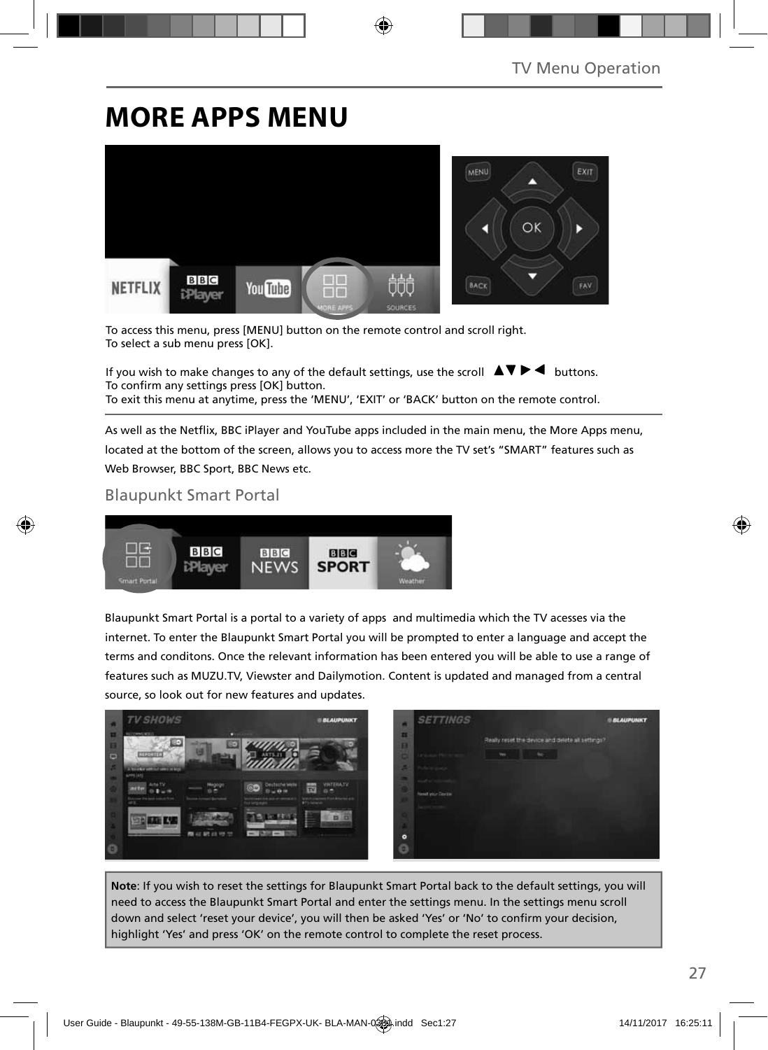# MORE APPS MENU

To access this menu, press [MENU] button on the remote control and scroll right.
To select a sub menu press [OK].

If you wish to make changes to any of the default settings, use the scroll ▲▼►◄ buttons.
To confirm any settings press [OK] button.
To exit this menu at anytime, press the 'MENU', 'EXIT' or 'BACK' button on the remote control.

As well as the Netflix, BBC iPlayer and YouTube apps included in the main menu, the More Apps menu, located at the bottom of the screen, allows you to access more the TV set's "SMART" features such as Web Browser, BBC Sport, BBC News etc.

## Blaupunkt Smart Portal

Blaupunkt Smart Portal is a portal to a variety of apps and multimedia which the TV acesses via the internet. To enter the Blaupunkt Smart Portal you will be prompted to enter a language and accept the terms and conditons. Once the relevant information has been entered you will be able to use a range of features such as MUZU.TV, Viewster and Dailymotion. Content is updated and managed from a central source, so look out for new features and updates.

**Note**: If you wish to reset the settings for Blaupunkt Smart Portal back to the default settings, you will need to access the Blaupunkt Smart Portal and enter the settings menu. In the settings menu scroll down and select 'reset your device', you will then be asked 'Yes' or 'No' to confirm your decision, highlight 'Yes' and press 'OK' on the remote control to complete the reset process.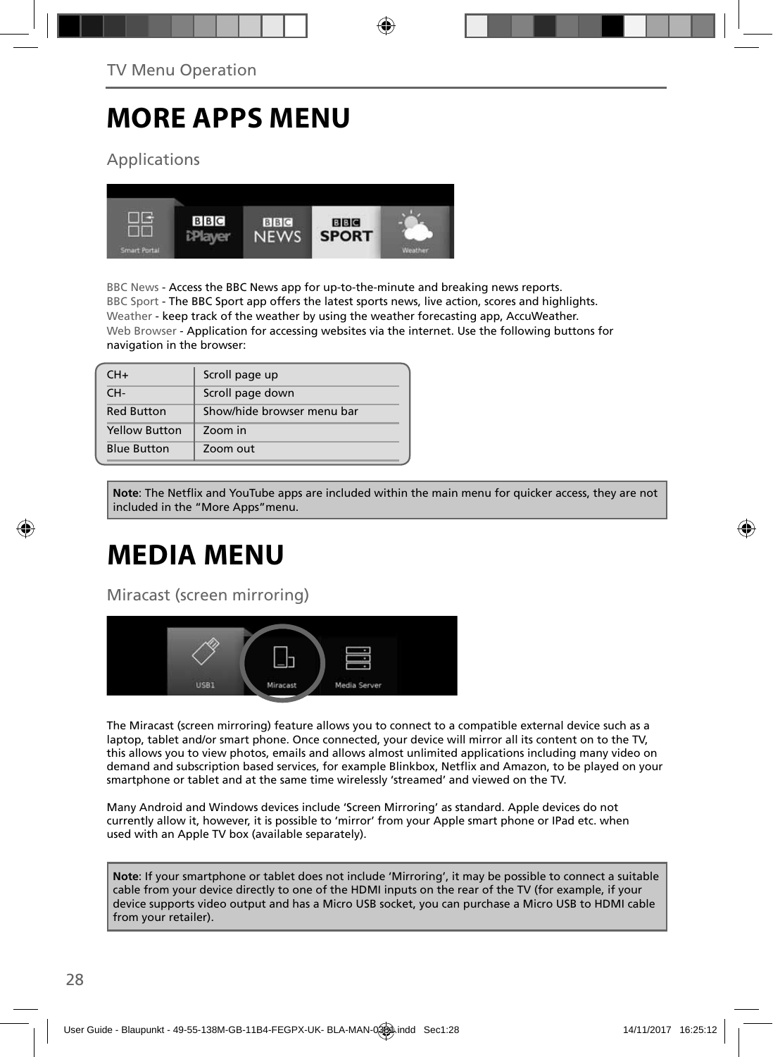# MORE APPS MENU

## Applications

BBC News - Access the BBC News app for up-to-the-minute and breaking news reports.
BBC Sport - The BBC Sport app offers the latest sports news, live action, scores and highlights.
Weather - keep track of the weather by using the weather forecasting app, AccuWeather.
Web Browser - Application for accessing websites via the internet. Use the following buttons for navigation in the browser:

| | |
|---|---|
| CH+ | Scroll page up |
| CH- | Scroll page down |
| Red Button | Show/hide browser menu bar |
| Yellow Button | Zoom in |
| Blue Button | Zoom out |

**Note**: The Netflix and YouTube apps are included within the main menu for quicker access, they are not included in the "More Apps"menu.

# MEDIA MENU

## Miracast (screen mirroring)

The Miracast (screen mirroring) feature allows you to connect to a compatible external device such as a laptop, tablet and/or smart phone. Once connected, your device will mirror all its content on to the TV, this allows you to view photos, emails and allows almost unlimited applications including many video on demand and subscription based services, for example Blinkbox, Netflix and Amazon, to be played on your smartphone or tablet and at the same time wirelessly 'streamed' and viewed on the TV.

Many Android and Windows devices include 'Screen Mirroring' as standard. Apple devices do not currently allow it, however, it is possible to 'mirror' from your Apple smart phone or IPad etc. when used with an Apple TV box (available separately).

**Note**: If your smartphone or tablet does not include 'Mirroring', it may be possible to connect a suitable cable from your device directly to one of the HDMI inputs on the rear of the TV (for example, if your device supports video output and has a Micro USB socket, you can purchase a Micro USB to HDMI cable from your retailer).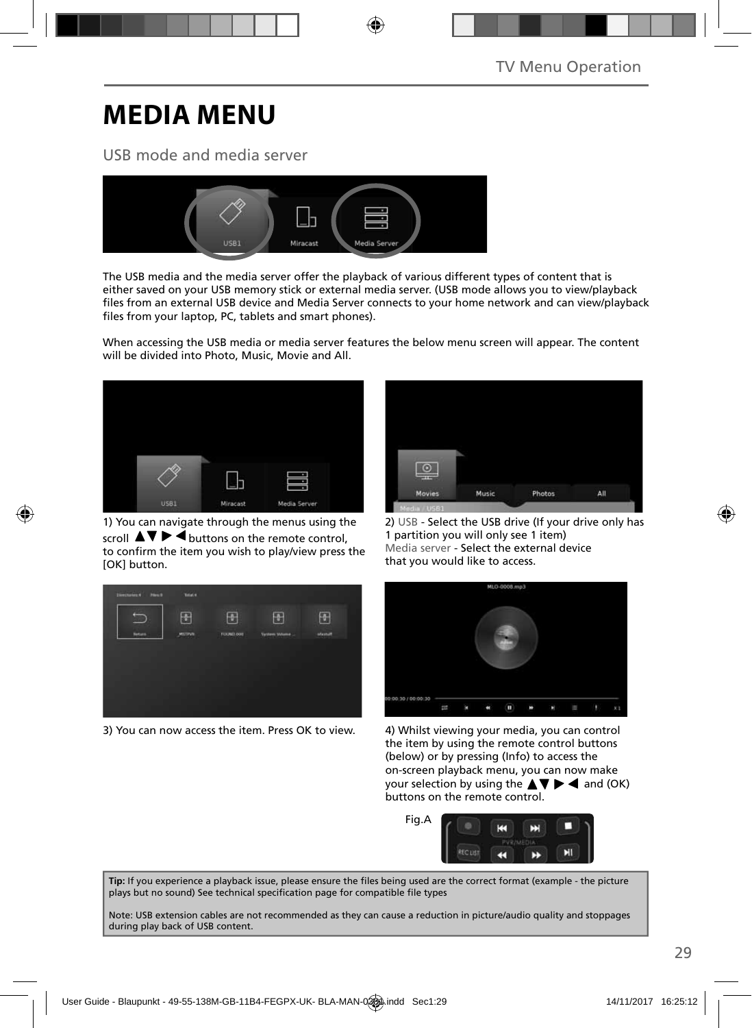# MEDIA MENU

## USB mode and media server

The USB media and the media server offer the playback of various different types of content that is either saved on your USB memory stick or external media server. (USB mode allows you to view/playback files from an external USB device and Media Server connects to your home network and can view/playback files from your laptop, PC, tablets and smart phones).

When accessing the USB media or media server features the below menu screen will appear. The content will be divided into Photo, Music, Movie and All.

1) You can navigate through the menus using the scroll ▲▼ ▶ ◀ buttons on the remote control, to confirm the item you wish to play/view press the [OK] button.

2) USB - Select the USB drive (If your drive only has 1 partition you will only see 1 item)
Media server - Select the external device that you would like to access.

3) You can now access the item. Press OK to view.

4) Whilst viewing your media, you can control the item by using the remote control buttons (below) or by pressing (Info) to access the on-screen playback menu, you can now make your selection by using the ▲▼ ▶ ◀ and (OK) buttons on the remote control.

Fig.A

**Tip:** If you experience a playback issue, please ensure the files being used are the correct format (example - the picture plays but no sound) See technical specification page for compatible file types

Note: USB extension cables are not recommended as they can cause a reduction in picture/audio quality and stoppages during play back of USB content.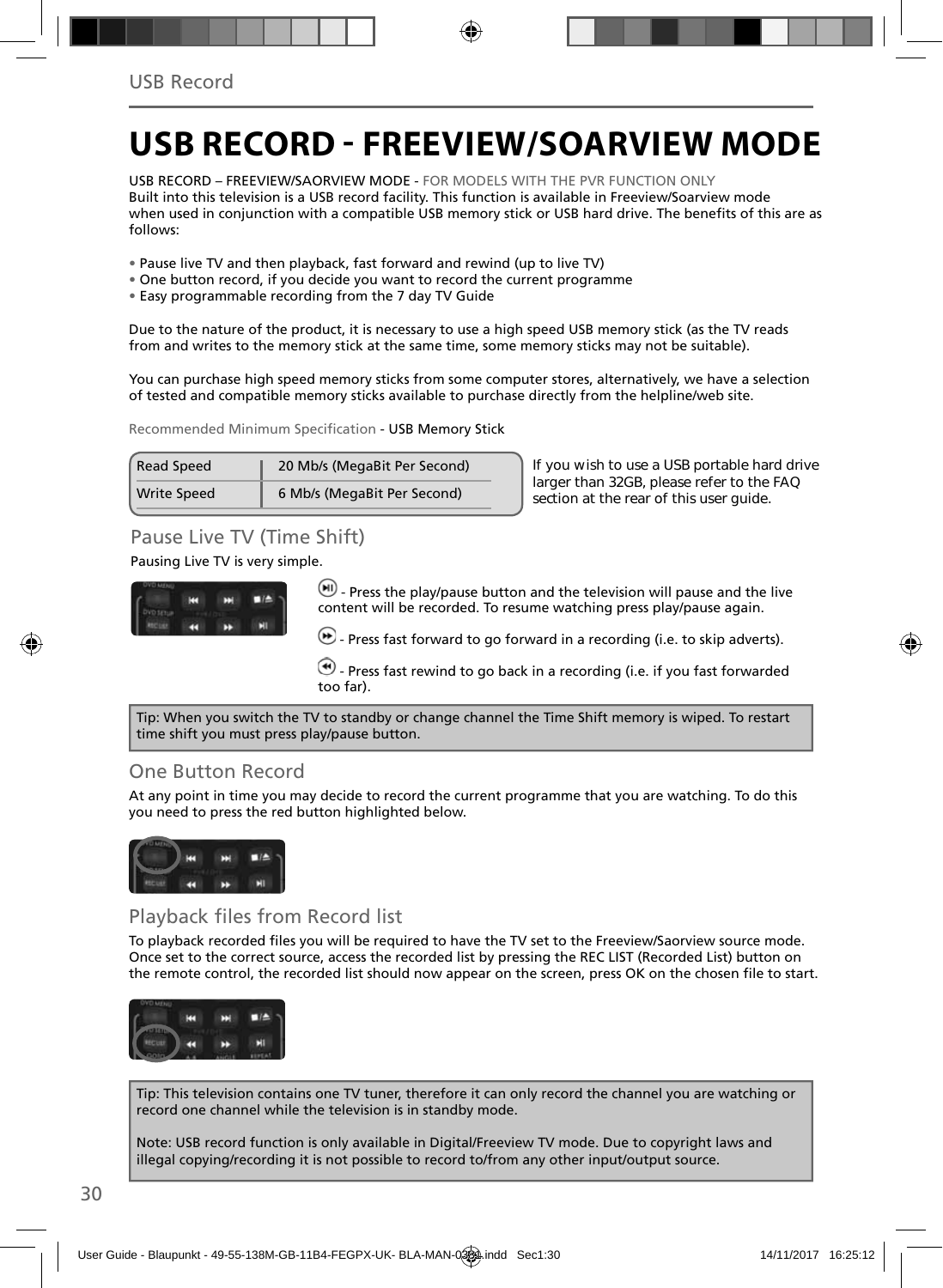# USB RECORD - FREEVIEW/SOARVIEW MODE

USB RECORD – FREEVIEW/SAORVIEW MODE - FOR MODELS WITH THE PVR FUNCTION ONLY
Built into this television is a USB record facility. This function is available in Freeview/Soarview mode when used in conjunction with a compatible USB memory stick or USB hard drive. The benefits of this are as follows:

- Pause live TV and then playback, fast forward and rewind (up to live TV)
- One button record, if you decide you want to record the current programme
- Easy programmable recording from the 7 day TV Guide

Due to the nature of the product, it is necessary to use a high speed USB memory stick (as the TV reads from and writes to the memory stick at the same time, some memory sticks may not be suitable).

You can purchase high speed memory sticks from some computer stores, alternatively, we have a selection of tested and compatible memory sticks available to purchase directly from the helpline/web site.

Recommended Minimum Specification - USB Memory Stick

| Read Speed | 20 Mb/s (MegaBit Per Second) |
|---|---|
| Write Speed | 6 Mb/s (MegaBit Per Second) |

If you wish to use a USB portable hard drive larger than 32GB, please refer to the FAQ section at the rear of this user guide.

## Pause Live TV (Time Shift)

Pausing Live TV is very simple.

- Press the play/pause button and the television will pause and the live content will be recorded. To resume watching press play/pause again.

- Press fast forward to go forward in a recording (i.e. to skip adverts).

- Press fast rewind to go back in a recording (i.e. if you fast forwarded too far).

Tip: When you switch the TV to standby or change channel the Time Shift memory is wiped. To restart time shift you must press play/pause button.

## One Button Record

At any point in time you may decide to record the current programme that you are watching. To do this you need to press the red button highlighted below.

## Playback files from Record list

To playback recorded files you will be required to have the TV set to the Freeview/Saorview source mode. Once set to the correct source, access the recorded list by pressing the REC LIST (Recorded List) button on the remote control, the recorded list should now appear on the screen, press OK on the chosen file to start.

Tip: This television contains one TV tuner, therefore it can only record the channel you are watching or record one channel while the television is in standby mode.

Note: USB record function is only available in Digital/Freeview TV mode. Due to copyright laws and illegal copying/recording it is not possible to record to/from any other input/output source.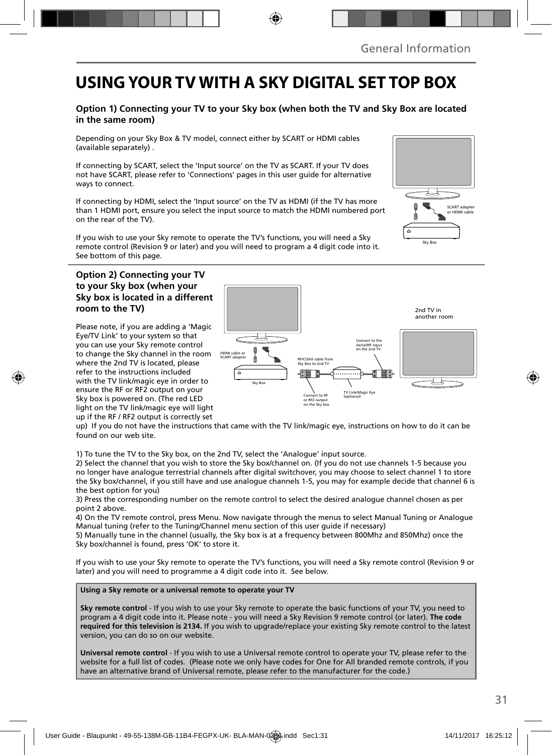# USING YOUR TV WITH A SKY DIGITAL SET TOP BOX

### Option 1) Connecting your TV to your Sky box (when both the TV and Sky Box are located in the same room)

Depending on your Sky Box & TV model, connect either by SCART or HDMI cables (available separately) .

If connecting by SCART, select the 'Input source' on the TV as SCART. If your TV does not have SCART, please refer to 'Connections' pages in this user guide for alternative ways to connect.

If connecting by HDMI, select the 'Input source' on the TV as HDMI (if the TV has more than 1 HDMI port, ensure you select the input source to match the HDMI numbered port on the rear of the TV).

If you wish to use your Sky remote to operate the TV's functions, you will need a Sky remote control (Revision 9 or later) and you will need to program a 4 digit code into it. See bottom of this page.

SCART adapter or HDMI cable

Sky Box

### Option 2) Connecting your TV to your Sky box (when your Sky box is located in a different room to the TV)

HDMI cable or SCART adapter

Sky Box

RF/COAX cable from Sky Box to 2nd TV

Connect to RF or RF2 output on the Sky box

TV Link/Magic Eye (optional)

Connect to the Aerial/RF input on the 2nd TV

2nd TV in another room

Please note, if you are adding a 'Magic Eye/TV Link' to your system so that you can use your Sky remote control to change the Sky channel in the room where the 2nd TV is located, please refer to the instructions included with the TV link/magic eye in order to ensure the RF or RF2 output on your Sky box is powered on. (The red LED light on the TV link/magic eye will light up if the RF / RF2 output is correctly set up) If you do not have the instructions that came with the TV link/magic eye, instructions on how to do it can be found on our web site.

1) To tune the TV to the Sky box, on the 2nd TV, select the 'Analogue' input source.
2) Select the channel that you wish to store the Sky box/channel on. (If you do not use channels 1-5 because you no longer have analogue terrestrial channels after digital switchover, you may choose to select channel 1 to store the Sky box/channel, if you still have and use analogue channels 1-5, you may for example decide that channel 6 is the best option for you)
3) Press the corresponding number on the remote control to select the desired analogue channel chosen as per point 2 above.
4) On the TV remote control, press Menu. Now navigate through the menus to select Manual Tuning or Analogue Manual tuning (refer to the Tuning/Channel menu section of this user guide if necessary)
5) Manually tune in the channel (usually, the Sky box is at a frequency between 800Mhz and 850Mhz) once the Sky box/channel is found, press 'OK' to store it.

If you wish to use your Sky remote to operate the TV's functions, you will need a Sky remote control (Revision 9 or later) and you will need to programme a 4 digit code into it. See below.

**Using a Sky remote or a universal remote to operate your TV**

**Sky remote control** - If you wish to use your Sky remote to operate the basic functions of your TV, you need to program a 4 digit code into it. Please note - you will need a Sky Revision 9 remote control (or later). **The code required for this television is 2134.** If you wish to upgrade/replace your existing Sky remote control to the latest version, you can do so on our website.

**Universal remote control** - If you wish to use a Universal remote control to operate your TV, please refer to the website for a full list of codes. (Please note we only have codes for One for All branded remote controls, if you have an alternative brand of Universal remote, please refer to the manufacturer for the code.)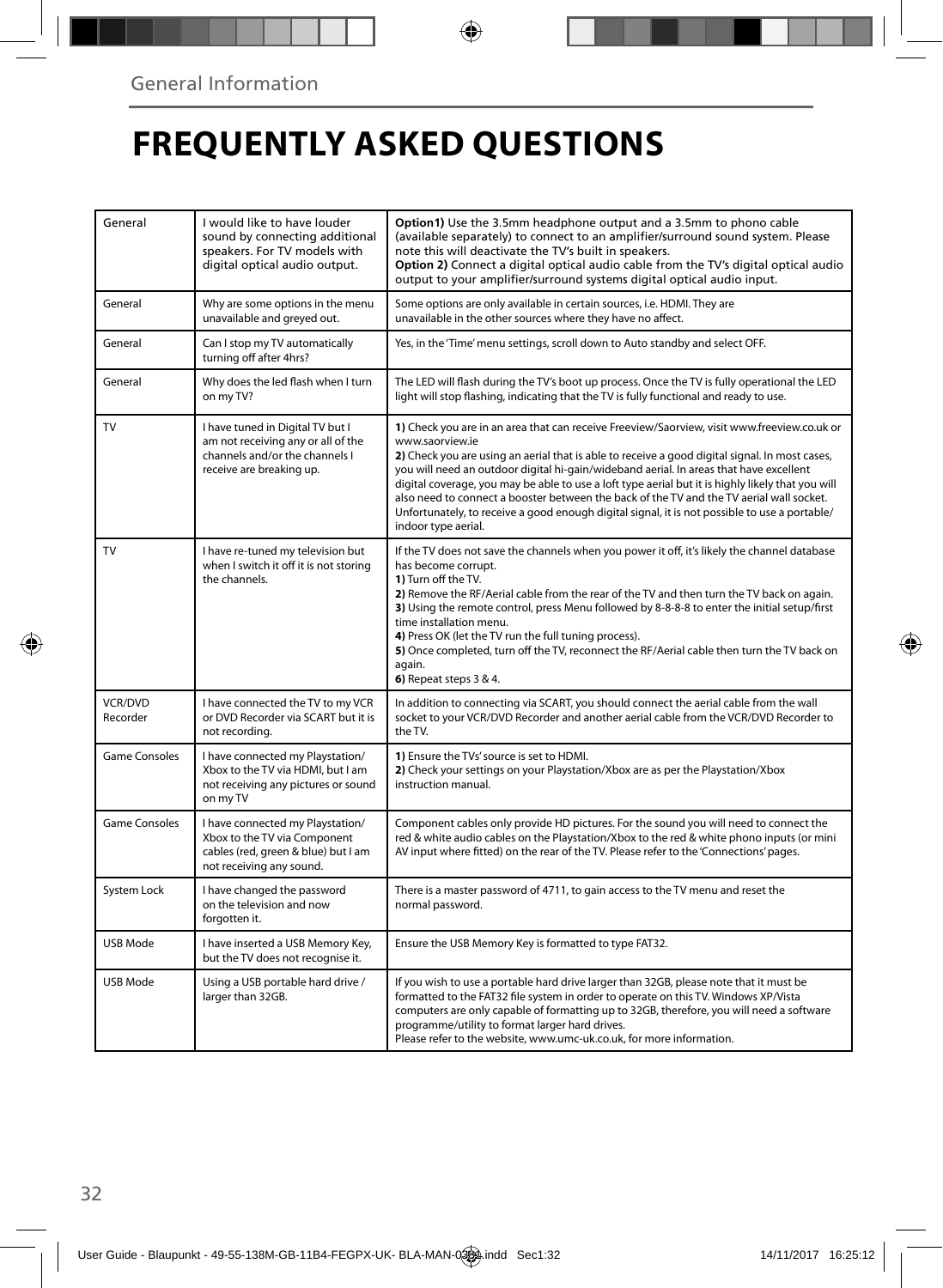General Information

# FREQUENTLY ASKED QUESTIONS

| | | |
|---|---|---|
| General | I would like to have louder sound by connecting additional speakers. For TV models with digital optical audio output. | **Option1)** Use the 3.5mm headphone output and a 3.5mm to phono cable (available separately) to connect to an amplifier/surround sound system. Please note this will deactivate the TV's built in speakers.<br>**Option 2)** Connect a digital optical audio cable from the TV's digital optical audio output to your amplifier/surround systems digital optical audio input. |
| General | Why are some options in the menu unavailable and greyed out. | Some options are only available in certain sources, i.e. HDMI. They are unavailable in the other sources where they have no affect. |
| General | Can I stop my TV automatically turning off after 4hrs? | Yes, in the 'Time' menu settings, scroll down to Auto standby and select OFF. |
| General | Why does the led flash when I turn on my TV? | The LED will flash during the TV's boot up process. Once the TV is fully operational the LED light will stop flashing, indicating that the TV is fully functional and ready to use. |
| TV | I have tuned in Digital TV but I am not receiving any or all of the channels and/or the channels I receive are breaking up. | **1)** Check you are in an area that can receive Freeview/Saorview, visit www.freeview.co.uk or www.saorview.ie<br>**2)** Check you are using an aerial that is able to receive a good digital signal. In most cases, you will need an outdoor digital hi-gain/wideband aerial. In areas that have excellent digital coverage, you may be able to use a loft type aerial but it is highly likely that you will also need to connect a booster between the back of the TV and the TV aerial wall socket. Unfortunately, to receive a good enough digital signal, it is not possible to use a portable/indoor type aerial. |
| TV | I have re-tuned my television but when I switch it off it is not storing the channels. | If the TV does not save the channels when you power it off, it's likely the channel database has become corrupt.<br>**1)** Turn off the TV.<br>**2)** Remove the RF/Aerial cable from the rear of the TV and then turn the TV back on again.<br>**3)** Using the remote control, press Menu followed by 8-8-8-8 to enter the initial setup/first time installation menu.<br>**4)** Press OK (let the TV run the full tuning process).<br>**5)** Once completed, turn off the TV, reconnect the RF/Aerial cable then turn the TV back on again.<br>**6)** Repeat steps 3 & 4. |
| VCR/DVD Recorder | I have connected the TV to my VCR or DVD Recorder via SCART but it is not recording. | In addition to connecting via SCART, you should connect the aerial cable from the wall socket to your VCR/DVD Recorder and another aerial cable from the VCR/DVD Recorder to the TV. |
| Game Consoles | I have connected my Playstation/Xbox to the TV via HDMI, but I am not receiving any pictures or sound on my TV | **1)** Ensure the TVs' source is set to HDMI.<br>**2)** Check your settings on your Playstation/Xbox are as per the Playstation/Xbox instruction manual. |
| Game Consoles | I have connected my Playstation/Xbox to the TV via Component cables (red, green & blue) but I am not receiving any sound. | Component cables only provide HD pictures. For the sound you will need to connect the red & white audio cables on the Playstation/Xbox to the red & white phono inputs (or mini AV input where fitted) on the rear of the TV. Please refer to the 'Connections' pages. |
| System Lock | I have changed the password on the television and now forgotten it. | There is a master password of 4711, to gain access to the TV menu and reset the normal password. |
| USB Mode | I have inserted a USB Memory Key, but the TV does not recognise it. | Ensure the USB Memory Key is formatted to type FAT32. |
| USB Mode | Using a USB portable hard drive / larger than 32GB. | If you wish to use a portable hard drive larger than 32GB, please note that it must be formatted to the FAT32 file system in order to operate on this TV. Windows XP/Vista computers are only capable of formatting up to 32GB, therefore, you will need a software programme/utility to format larger hard drives.<br>Please refer to the website, www.umc-uk.co.uk, for more information. |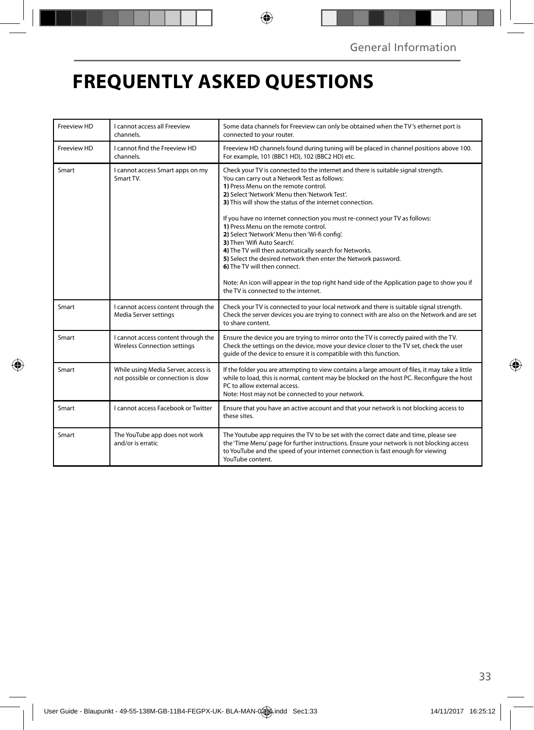# FREQUENTLY ASKED QUESTIONS

| | | |
|---|---|---|
| Freeview HD | I cannot access all Freeview channels. | Some data channels for Freeview can only be obtained when the TV 's ethernet port is connected to your router. |
| Freeview HD | I cannot find the Freeview HD channels. | Freeview HD channels found during tuning will be placed in channel positions above 100. For example, 101 (BBC1 HD), 102 (BBC2 HD) etc. |
| Smart | I cannot access Smart apps on my Smart TV. | Check your TV is connected to the internet and there is suitable signal strength.<br>You can carry out a Network Test as follows:<br>**1)** Press Menu on the remote control.<br>**2)** Select 'Network' Menu then 'Network Test'.<br>**3)** This will show the status of the internet connection.<br><br>If you have no internet connection you must re-connect your TV as follows:<br>**1)** Press Menu on the remote control.<br>**2)** Select 'Network' Menu then 'Wi-fi config'.<br>**3)** Then 'Wifi Auto Search'.<br>**4)** The TV will then automatically search for Networks.<br>**5)** Select the desired network then enter the Network password.<br>**6)** The TV will then connect.<br><br>Note: An icon will appear in the top right hand side of the Application page to show you if the TV is connected to the internet. |
| Smart | I cannot access content through the Media Server settings | Check your TV is connected to your local network and there is suitable signal strength. Check the server devices you are trying to connect with are also on the Network and are set to share content. |
| Smart | I cannot access content through the Wireless Connection settings | Ensure the device you are trying to mirror onto the TV is correctly paired with the TV. Check the settings on the device, move your device closer to the TV set, check the user guide of the device to ensure it is compatible with this function. |
| Smart | While using Media Server, access is not possible or connection is slow | If the folder you are attempting to view contains a large amount of files, it may take a little while to load, this is normal, content may be blocked on the host PC. Reconfigure the host PC to allow external access.<br>Note: Host may not be connected to your network. |
| Smart | I cannot access Facebook or Twitter | Ensure that you have an active account and that your network is not blocking access to these sites. |
| Smart | The YouTube app does not work and/or is erratic | The Youtube app requires the TV to be set with the correct date and time, please see the 'Time Menu' page for further instructions. Ensure your network is not blocking access to YouTube and the speed of your internet connection is fast enough for viewing YouTube content. |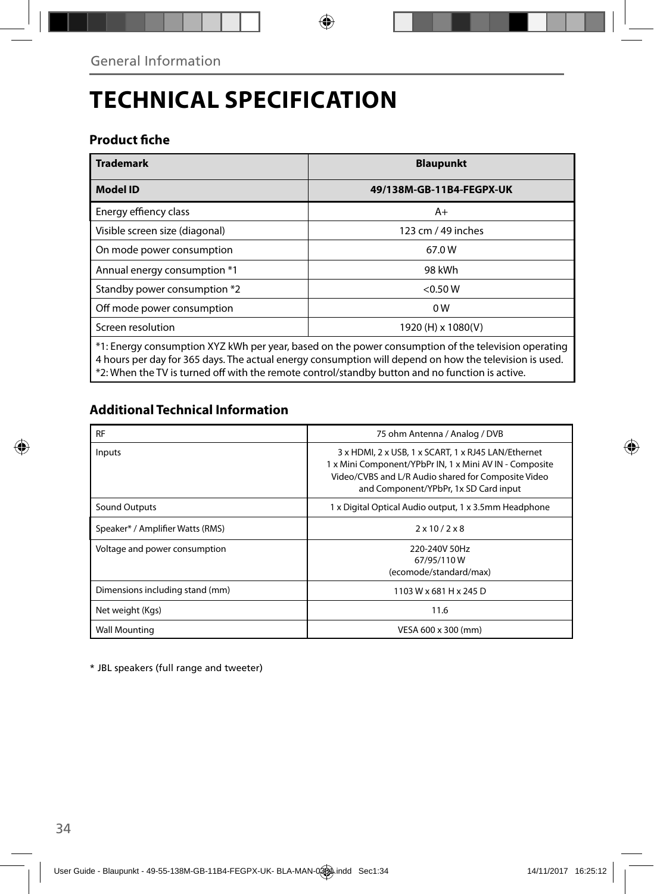# TECHNICAL SPECIFICATION

## Product fiche

| **Trademark** | **Blaupunkt** |
|---|---|
| **Model ID** | **49/138M-GB-11B4-FEGPX-UK** |
| Energy effiency class | A+ |
| Visible screen size (diagonal) | 123 cm / 49 inches |
| On mode power consumption | 67.0 W |
| Annual energy consumption *1 | 98 kWh |
| Standby power consumption *2 | <0.50 W |
| Off mode power consumption | 0 W |
| Screen resolution | 1920 (H) x 1080(V) |

*1: Energy consumption XYZ kWh per year, based on the power consumption of the television operating 4 hours per day for 365 days. The actual energy consumption will depend on how the television is used.
*2: When the TV is turned off with the remote control/standby button and no function is active.

## Additional Technical Information

| RF | 75 ohm Antenna / Analog / DVB |
|---|---|
| Inputs | 3 x HDMI, 2 x USB, 1 x SCART, 1 x RJ45 LAN/Ethernet 1 x Mini Component/YPbPr IN, 1 x Mini AV IN - Composite Video/CVBS and L/R Audio shared for Composite Video and Component/YPbPr, 1x SD Card input |
| Sound Outputs | 1 x Digital Optical Audio output, 1 x 3.5mm Headphone |
| Speaker* / Amplifier Watts (RMS) | 2 x 10 / 2 x 8 |
| Voltage and power consumption | 220-240V 50Hz 67/95/110 W (ecomode/standard/max) |
| Dimensions including stand (mm) | 1103 W x 681 H x 245 D |
| Net weight (Kgs) | 11.6 |
| Wall Mounting | VESA 600 x 300 (mm) |

* JBL speakers (full range and tweeter)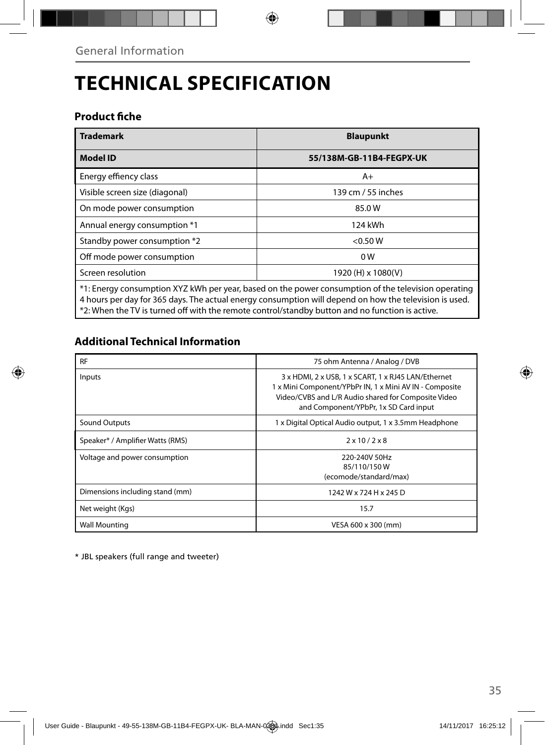General Information

# TECHNICAL SPECIFICATION

### Product fiche

| **Trademark** | **Blaupunkt** |
|---|---|
| **Model ID** | **55/138M-GB-11B4-FEGPX-UK** |
| Energy effiency class | A+ |
| Visible screen size (diagonal) | 139 cm / 55 inches |
| On mode power consumption | 85.0 W |
| Annual energy consumption *1 | 124 kWh |
| Standby power consumption *2 | <0.50 W |
| Off mode power consumption | 0 W |
| Screen resolution | 1920 (H) x 1080(V) |

*1: Energy consumption XYZ kWh per year, based on the power consumption of the television operating 4 hours per day for 365 days. The actual energy consumption will depend on how the television is used.
*2: When the TV is turned off with the remote control/standby button and no function is active.

### Additional Technical Information

| RF | 75 ohm Antenna / Analog / DVB |
|---|---|
| Inputs | 3 x HDMI, 2 x USB, 1 x SCART, 1 x RJ45 LAN/Ethernet 1 x Mini Component/YPbPr IN, 1 x Mini AV IN - Composite Video/CVBS and L/R Audio shared for Composite Video and Component/YPbPr, 1x SD Card input |
| Sound Outputs | 1 x Digital Optical Audio output, 1 x 3.5mm Headphone |
| Speaker* / Amplifier Watts (RMS) | 2 x 10 / 2 x 8 |
| Voltage and power consumption | 220-240V 50Hz 85/110/150 W (ecomode/standard/max) |
| Dimensions including stand (mm) | 1242 W x 724 H x 245 D |
| Net weight (Kgs) | 15.7 |
| Wall Mounting | VESA 600 x 300 (mm) |

* JBL speakers (full range and tweeter)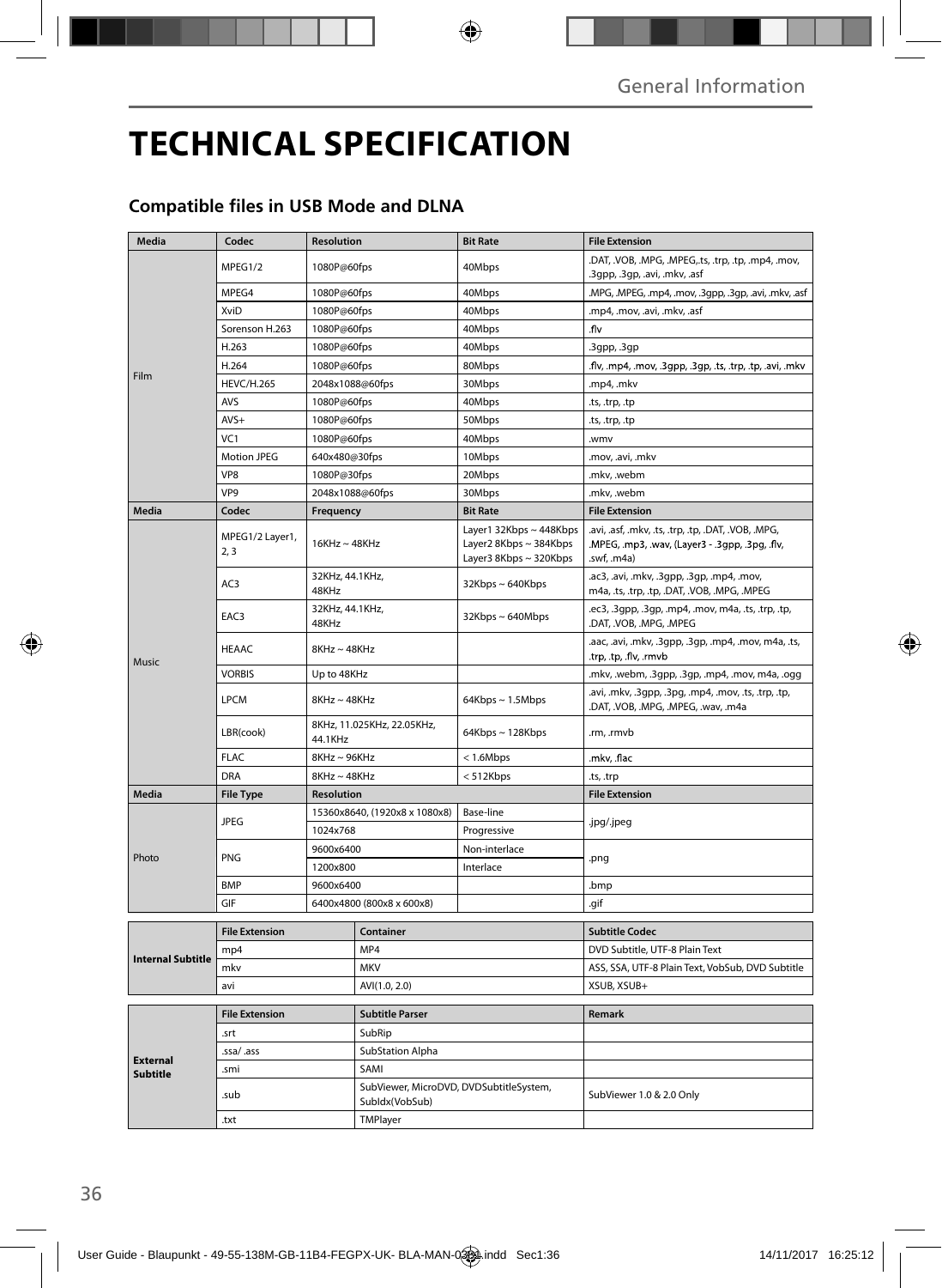# TECHNICAL SPECIFICATION

## Compatible files in USB Mode and DLNA

| Media | Codec | Resolution | Bit Rate | File Extension |
|---|---|---|---|---|
| Film | MPEG1/2 | 1080P@60fps | 40Mbps | .DAT, .VOB, .MPG, .MPEG,.ts, .trp, .tp, .mp4, .mov, .3gpp, .3gp, .avi, .mkv, .asf |
| | MPEG4 | 1080P@60fps | 40Mbps | .MPG, .MPEG, .mp4, .mov, .3gpp, .3gp, .avi, .mkv, .asf |
| | XviD | 1080P@60fps | 40Mbps | .mp4, .mov, .avi, .mkv, .asf |
| | Sorenson H.263 | 1080P@60fps | 40Mbps | .flv |
| | H.263 | 1080P@60fps | 40Mbps | .3gpp, .3gp |
| | H.264 | 1080P@60fps | 80Mbps | .flv, .mp4, .mov, .3gpp, .3gp, .ts, .trp, .tp, .avi, .mkv |
| | HEVC/H.265 | 2048x1088@60fps | 30Mbps | .mp4, .mkv |
| | AVS | 1080P@60fps | 40Mbps | .ts, .trp, .tp |
| | AVS+ | 1080P@60fps | 50Mbps | .ts, .trp, .tp |
| | VC1 | 1080P@60fps | 40Mbps | .wmv |
| | Motion JPEG | 640x480@30fps | 10Mbps | .mov, .avi, .mkv |
| | VP8 | 1080P@30fps | 20Mbps | .mkv, .webm |
| | VP9 | 2048x1088@60fps | 30Mbps | .mkv, .webm |
| **Media** | **Codec** | **Frequency** | **Bit Rate** | **File Extension** |
| Music | MPEG1/2 Layer1, 2, 3 | 16KHz ~ 48KHz | Layer1 32Kbps ~ 448Kbps Layer2 8Kbps ~ 384Kbps Layer3 8Kbps ~ 320Kbps | .avi, .asf, .mkv, .ts, .trp, .tp, .DAT, .VOB, .MPG, .MPEG, .mp3, .wav, (Layer3 - .3gpp, .3pg, .flv, .swf, .m4a) |
| | AC3 | 32KHz, 44.1KHz, 48KHz | 32Kbps ~ 640Kbps | .ac3, .avi, .mkv, .3gpp, .3gp, .mp4, .mov, m4a, .ts, .trp, .tp, .DAT, .VOB, .MPG, .MPEG |
| | EAC3 | 32KHz, 44.1KHz, 48KHz | 32Kbps ~ 640Mbps | .ec3, .3gpp, .3gp, .mp4, .mov, m4a, .ts, .trp, .tp, .DAT, .VOB, .MPG, .MPEG |
| | HEAAC | 8KHz ~ 48KHz | | .aac, .avi, .mkv, .3gpp, .3gp, .mp4, .mov, m4a, .ts, .trp, .tp, .flv, .rmvb |
| | VORBIS | Up to 48KHz | | .mkv, .webm, .3gpp, .3gp, .mp4, .mov, m4a, .ogg |
| | LPCM | 8KHz ~ 48KHz | 64Kbps ~ 1.5Mbps | .avi, .mkv, .3gpp, .3pg, .mp4, .mov, .ts, .trp, .tp, .DAT, .VOB, .MPG, .MPEG, .wav, .m4a |
| | LBR(cook) | 8KHz, 11.025KHz, 22.05KHz, 44.1KHz | 64Kbps ~ 128Kbps | .rm, .rmvb |
| | FLAC | 8KHz ~ 96KHz | < 1.6Mbps | .mkv, .flac |
| | DRA | 8KHz ~ 48KHz | < 512Kbps | .ts, .trp |
| **Media** | **File Type** | **Resolution** | | **File Extension** |
| Photo | JPEG | 15360x8640, (1920x8 x 1080x8) | Base-line | .jpg/.jpeg |
| | | 1024x768 | Progressive | |
| | PNG | 9600x6400 | Non-interlace | .png |
| | | 1200x800 | Interlace | |
| | BMP | 9600x6400 | | .bmp |
| | GIF | 6400x4800 (800x8 x 600x8) | | .gif |

| | File Extension | Container | Subtitle Codec |
|---|---|---|---|
| **Internal Subtitle** | mp4 | MP4 | DVD Subtitle, UTF-8 Plain Text |
| | mkv | MKV | ASS, SSA, UTF-8 Plain Text, VobSub, DVD Subtitle |
| | avi | AVI(1.0, 2.0) | XSUB, XSUB+ |

| | File Extension | Subtitle Parser | Remark |
|---|---|---|---|
| **External Subtitle** | .srt | SubRip | |
| | .ssa/ .ass | SubStation Alpha | |
| | .smi | SAMI | |
| | .sub | SubViewer, MicroDVD, DVDSubtitleSystem, SubIdx(VobSub) | SubViewer 1.0 & 2.0 Only |
| | .txt | TMPlayer | |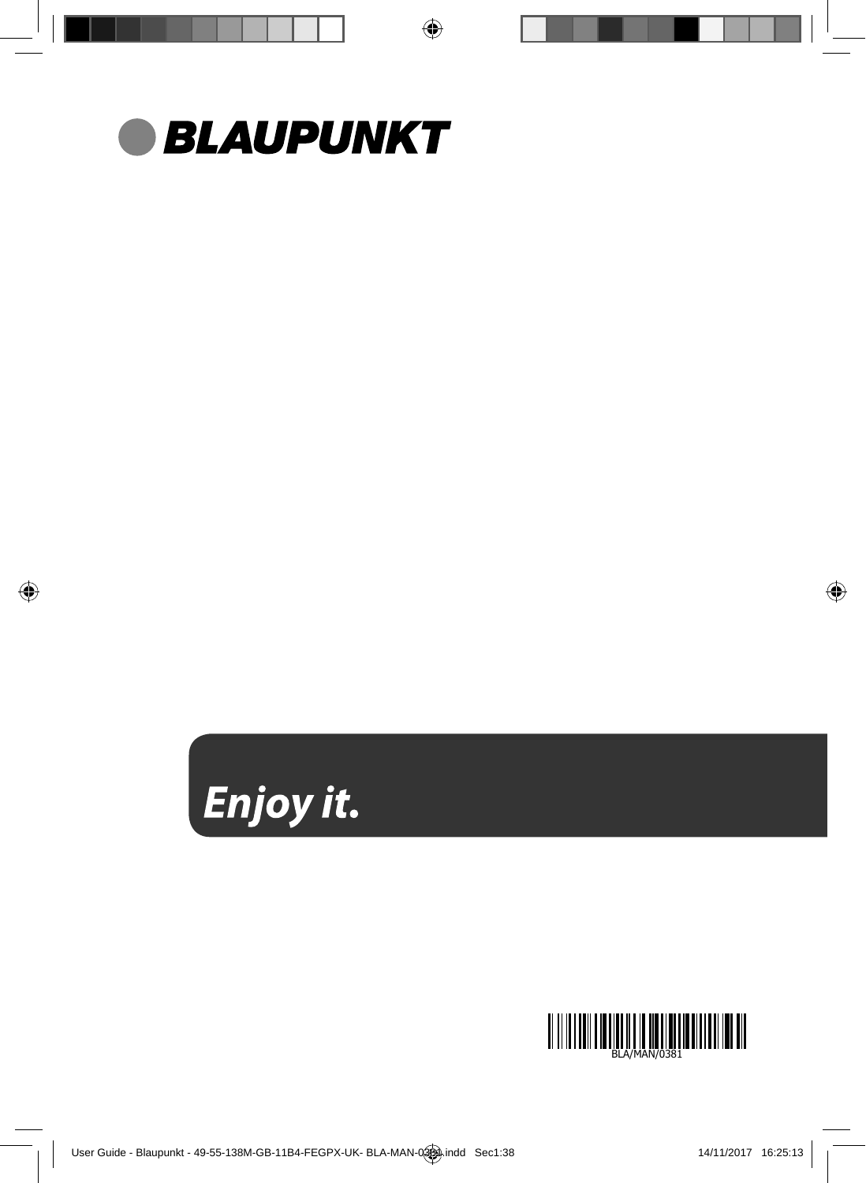BLAUPUNKT

*Enjoy it.*

BLA/MAN/0381